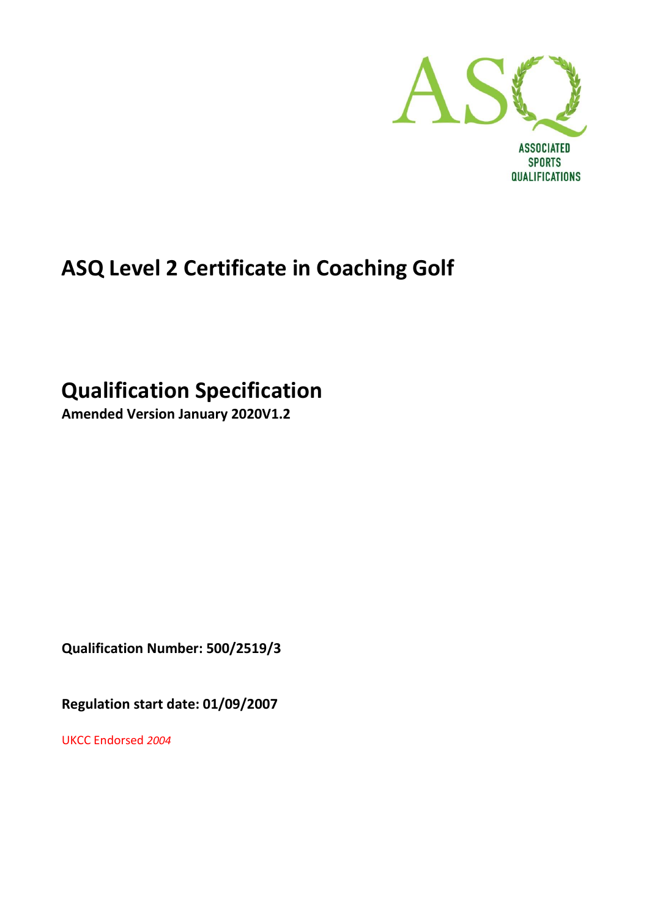ASSOCIATED SPORTS QUALIFICATIONS

# ASQ Level 2 Certificate in Coaching Golf

## Qualification Specification

**Amended Version January 2020V1.2**

**Qualification Number: 500/2519/3**

**Regulation start date: 01/09/2007**

UKCC Endorsed *2004*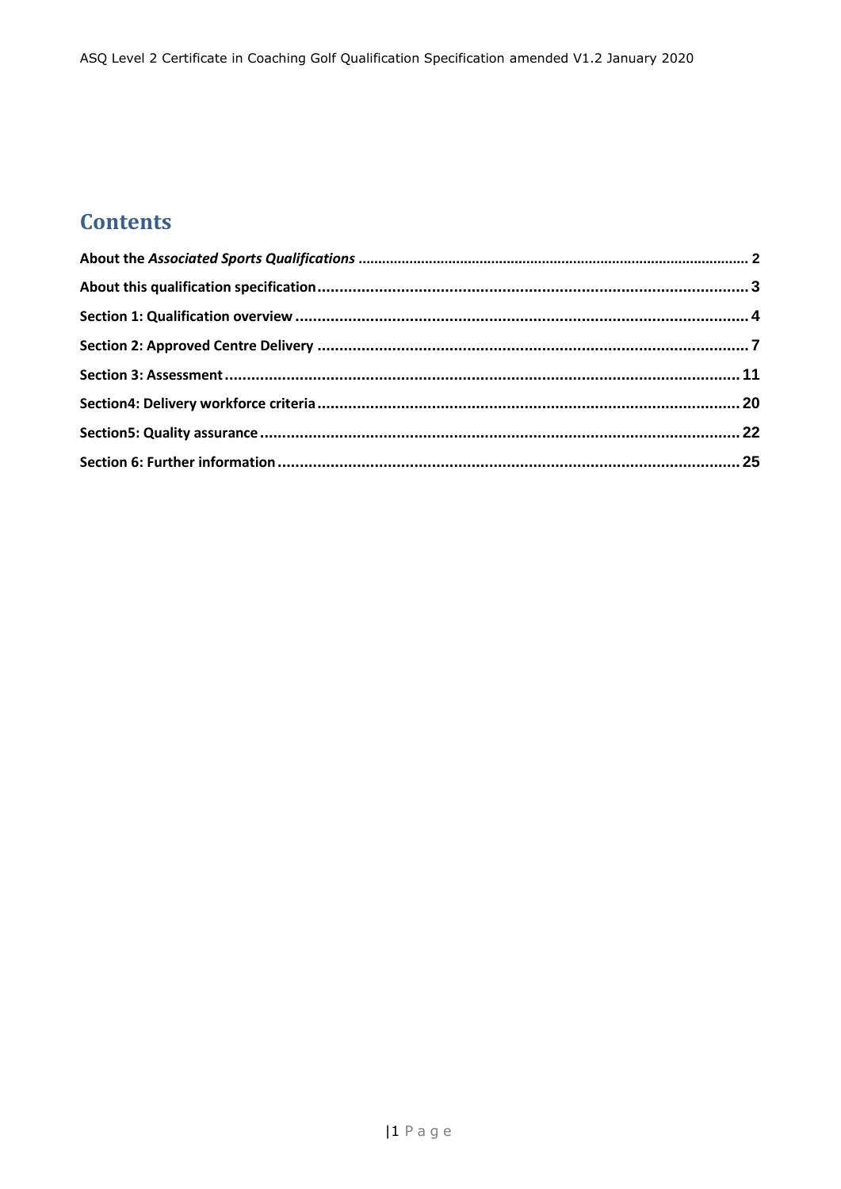# Contents

**About the *Associated Sports Qualifications*** ............ 2

**About this qualification specification** ............ 3

**Section 1: Qualification overview** ............ 4

**Section 2: Approved Centre Delivery** ............ 7

**Section 3: Assessment** ............ 11

**Section4: Delivery workforce criteria** ............ 20

**Section5: Quality assurance** ............ 22

**Section 6: Further information** ............ 25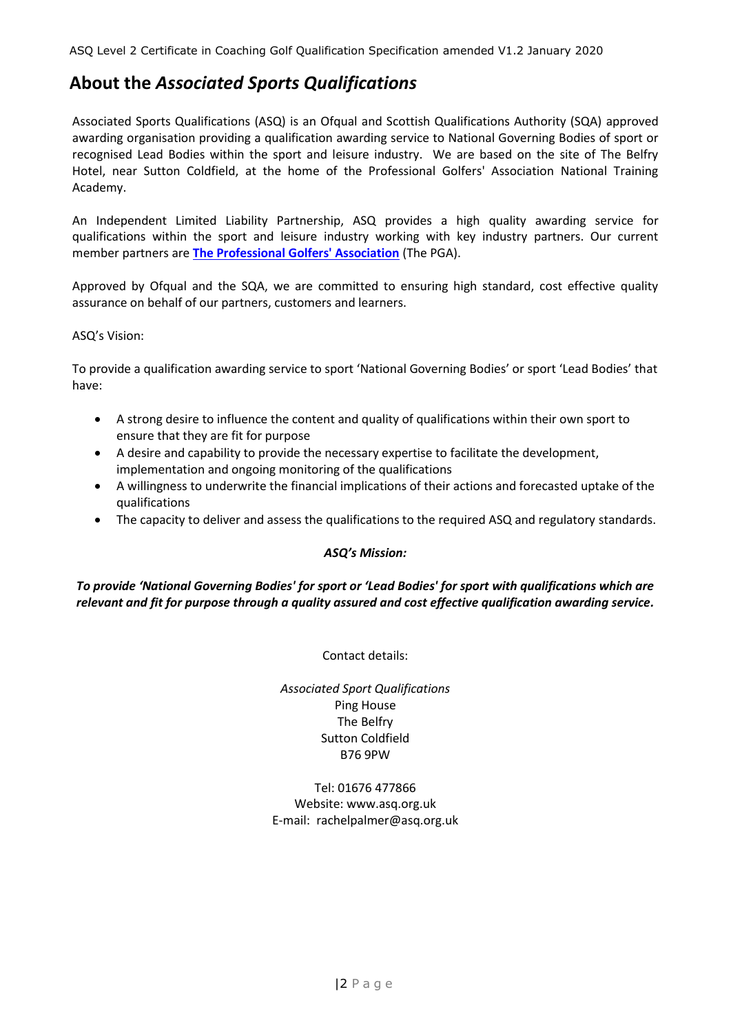## About the *Associated Sports Qualifications*

Associated Sports Qualifications (ASQ) is an Ofqual and Scottish Qualifications Authority (SQA) approved awarding organisation providing a qualification awarding service to National Governing Bodies of sport or recognised Lead Bodies within the sport and leisure industry. We are based on the site of The Belfry Hotel, near Sutton Coldfield, at the home of the Professional Golfers' Association National Training Academy.

An Independent Limited Liability Partnership, ASQ provides a high quality awarding service for qualifications within the sport and leisure industry working with key industry partners. Our current member partners are **The Professional Golfers' Association** (The PGA).

Approved by Ofqual and the SQA, we are committed to ensuring high standard, cost effective quality assurance on behalf of our partners, customers and learners.

ASQ's Vision:

To provide a qualification awarding service to sport 'National Governing Bodies' or sport 'Lead Bodies' that have:

- A strong desire to influence the content and quality of qualifications within their own sport to ensure that they are fit for purpose
- A desire and capability to provide the necessary expertise to facilitate the development, implementation and ongoing monitoring of the qualifications
- A willingness to underwrite the financial implications of their actions and forecasted uptake of the qualifications
- The capacity to deliver and assess the qualifications to the required ASQ and regulatory standards.

***ASQ's Mission:***

***To provide 'National Governing Bodies' for sport or 'Lead Bodies' for sport with qualifications which are relevant and fit for purpose through a quality assured and cost effective qualification awarding service.***

Contact details:

*Associated Sport Qualifications*
Ping House
The Belfry
Sutton Coldfield
B76 9PW

Tel: 01676 477866
Website: www.asq.org.uk
E-mail: rachelpalmer@asq.org.uk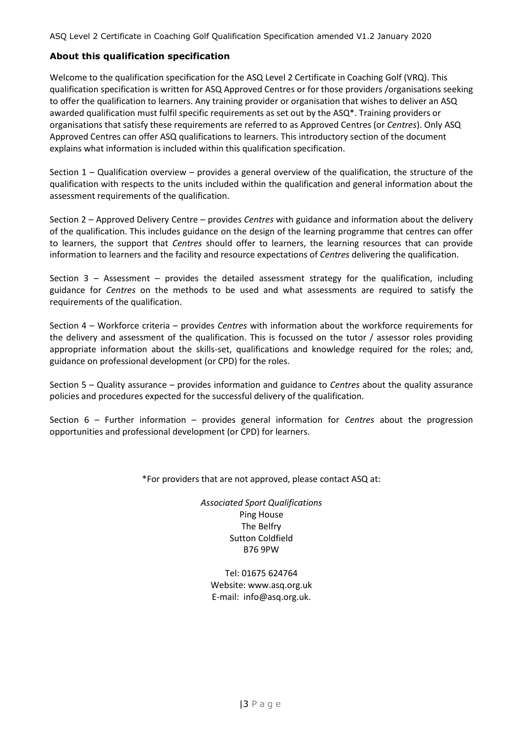## About this qualification specification

Welcome to the qualification specification for the ASQ Level 2 Certificate in Coaching Golf (VRQ). This qualification specification is written for ASQ Approved Centres or for those providers /organisations seeking to offer the qualification to learners. Any training provider or organisation that wishes to deliver an ASQ awarded qualification must fulfil specific requirements as set out by the ASQ*. Training providers or organisations that satisfy these requirements are referred to as Approved Centres (or *Centres*). Only ASQ Approved Centres can offer ASQ qualifications to learners. This introductory section of the document explains what information is included within this qualification specification.

Section 1 – Qualification overview – provides a general overview of the qualification, the structure of the qualification with respects to the units included within the qualification and general information about the assessment requirements of the qualification.

Section 2 – Approved Delivery Centre – provides *Centres* with guidance and information about the delivery of the qualification. This includes guidance on the design of the learning programme that centres can offer to learners, the support that *Centres* should offer to learners, the learning resources that can provide information to learners and the facility and resource expectations of *Centres* delivering the qualification.

Section 3 – Assessment – provides the detailed assessment strategy for the qualification, including guidance for *Centres* on the methods to be used and what assessments are required to satisfy the requirements of the qualification.

Section 4 – Workforce criteria – provides *Centres* with information about the workforce requirements for the delivery and assessment of the qualification. This is focussed on the tutor / assessor roles providing appropriate information about the skills-set, qualifications and knowledge required for the roles; and, guidance on professional development (or CPD) for the roles.

Section 5 – Quality assurance – provides information and guidance to *Centres* about the quality assurance policies and procedures expected for the successful delivery of the qualification.

Section 6 – Further information – provides general information for *Centres* about the progression opportunities and professional development (or CPD) for learners.

*For providers that are not approved, please contact ASQ at:

*Associated Sport Qualifications*
Ping House
The Belfry
Sutton Coldfield
B76 9PW

Tel: 01675 624764
Website: www.asq.org.uk
E-mail: info@asq.org.uk.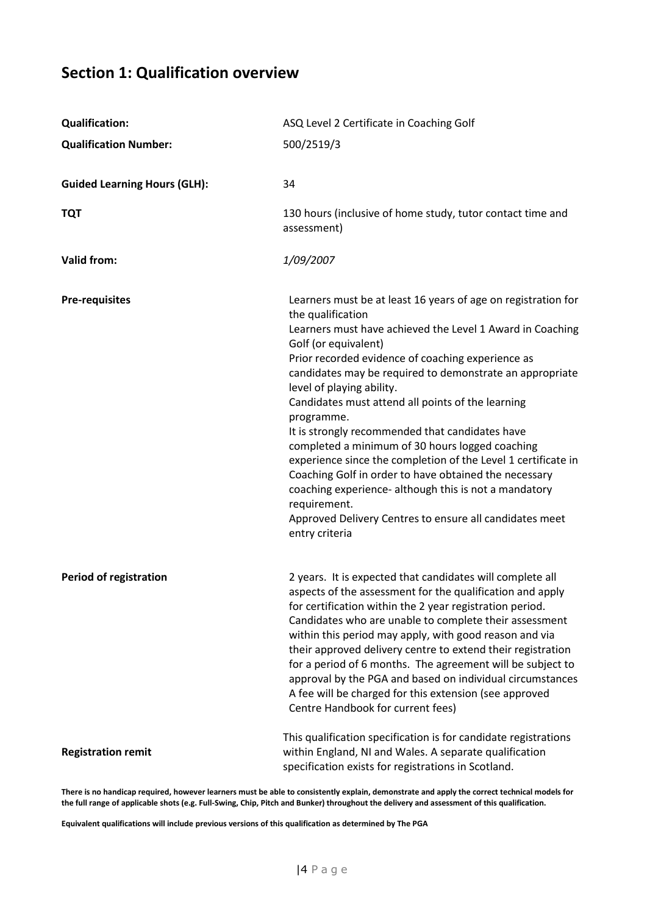## Section 1: Qualification overview

| | |
|---|---|
| **Qualification:** | ASQ Level 2 Certificate in Coaching Golf |
| **Qualification Number:** | 500/2519/3 |
| **Guided Learning Hours (GLH):** | 34 |
| **TQT** | 130 hours (inclusive of home study, tutor contact time and assessment) |
| **Valid from:** | *1/09/2007* |
| **Pre-requisites** | Learners must be at least 16 years of age on registration for the qualification<br>Learners must have achieved the Level 1 Award in Coaching Golf (or equivalent)<br>Prior recorded evidence of coaching experience as candidates may be required to demonstrate an appropriate level of playing ability.<br>Candidates must attend all points of the learning programme.<br>It is strongly recommended that candidates have completed a minimum of 30 hours logged coaching experience since the completion of the Level 1 certificate in Coaching Golf in order to have obtained the necessary coaching experience- although this is not a mandatory requirement.<br>Approved Delivery Centres to ensure all candidates meet entry criteria |
| **Period of registration** | 2 years. It is expected that candidates will complete all aspects of the assessment for the qualification and apply for certification within the 2 year registration period. Candidates who are unable to complete their assessment within this period may apply, with good reason and via their approved delivery centre to extend their registration for a period of 6 months. The agreement will be subject to approval by the PGA and based on individual circumstances A fee will be charged for this extension (see approved Centre Handbook for current fees) |
| **Registration remit** | This qualification specification is for candidate registrations within England, NI and Wales. A separate qualification specification exists for registrations in Scotland. |

**There is no handicap required, however learners must be able to consistently explain, demonstrate and apply the correct technical models for the full range of applicable shots (e.g. Full-Swing, Chip, Pitch and Bunker) throughout the delivery and assessment of this qualification.**

**Equivalent qualifications will include previous versions of this qualification as determined by The PGA**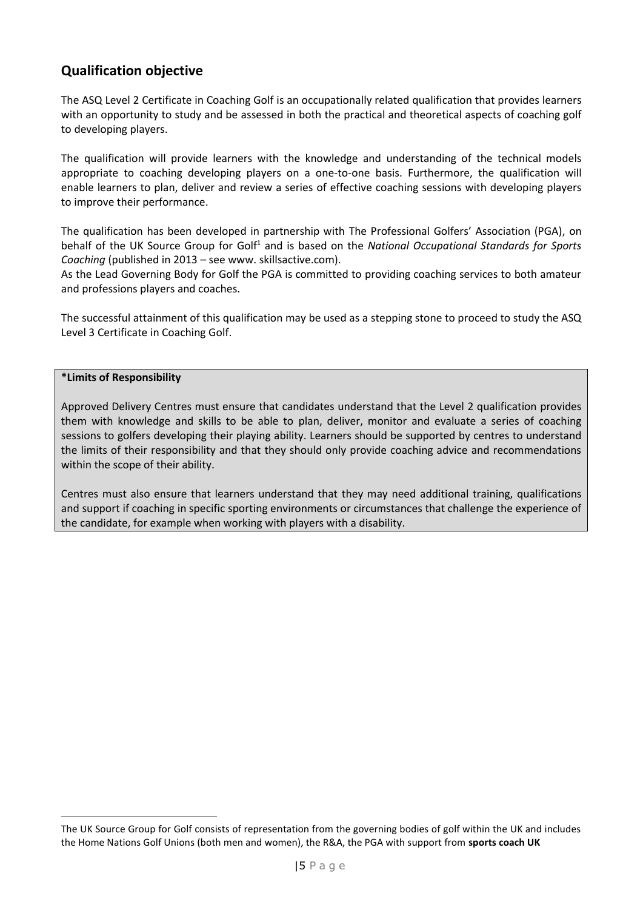## Qualification objective

The ASQ Level 2 Certificate in Coaching Golf is an occupationally related qualification that provides learners with an opportunity to study and be assessed in both the practical and theoretical aspects of coaching golf to developing players.

The qualification will provide learners with the knowledge and understanding of the technical models appropriate to coaching developing players on a one-to-one basis. Furthermore, the qualification will enable learners to plan, deliver and review a series of effective coaching sessions with developing players to improve their performance.

The qualification has been developed in partnership with The Professional Golfers' Association (PGA), on behalf of the UK Source Group for Golf[1] and is based on the *National Occupational Standards for Sports Coaching* (published in 2013 – see www. skillsactive.com).
As the Lead Governing Body for Golf the PGA is committed to providing coaching services to both amateur and professions players and coaches.

The successful attainment of this qualification may be used as a stepping stone to proceed to study the ASQ Level 3 Certificate in Coaching Golf.

**\*Limits of Responsibility**

Approved Delivery Centres must ensure that candidates understand that the Level 2 qualification provides them with knowledge and skills to be able to plan, deliver, monitor and evaluate a series of coaching sessions to golfers developing their playing ability. Learners should be supported by centres to understand the limits of their responsibility and that they should only provide coaching advice and recommendations within the scope of their ability.

Centres must also ensure that learners understand that they may need additional training, qualifications and support if coaching in specific sporting environments or circumstances that challenge the experience of the candidate, for example when working with players with a disability.

---

The UK Source Group for Golf consists of representation from the governing bodies of golf within the UK and includes the Home Nations Golf Unions (both men and women), the R&A, the PGA with support from **sports coach UK**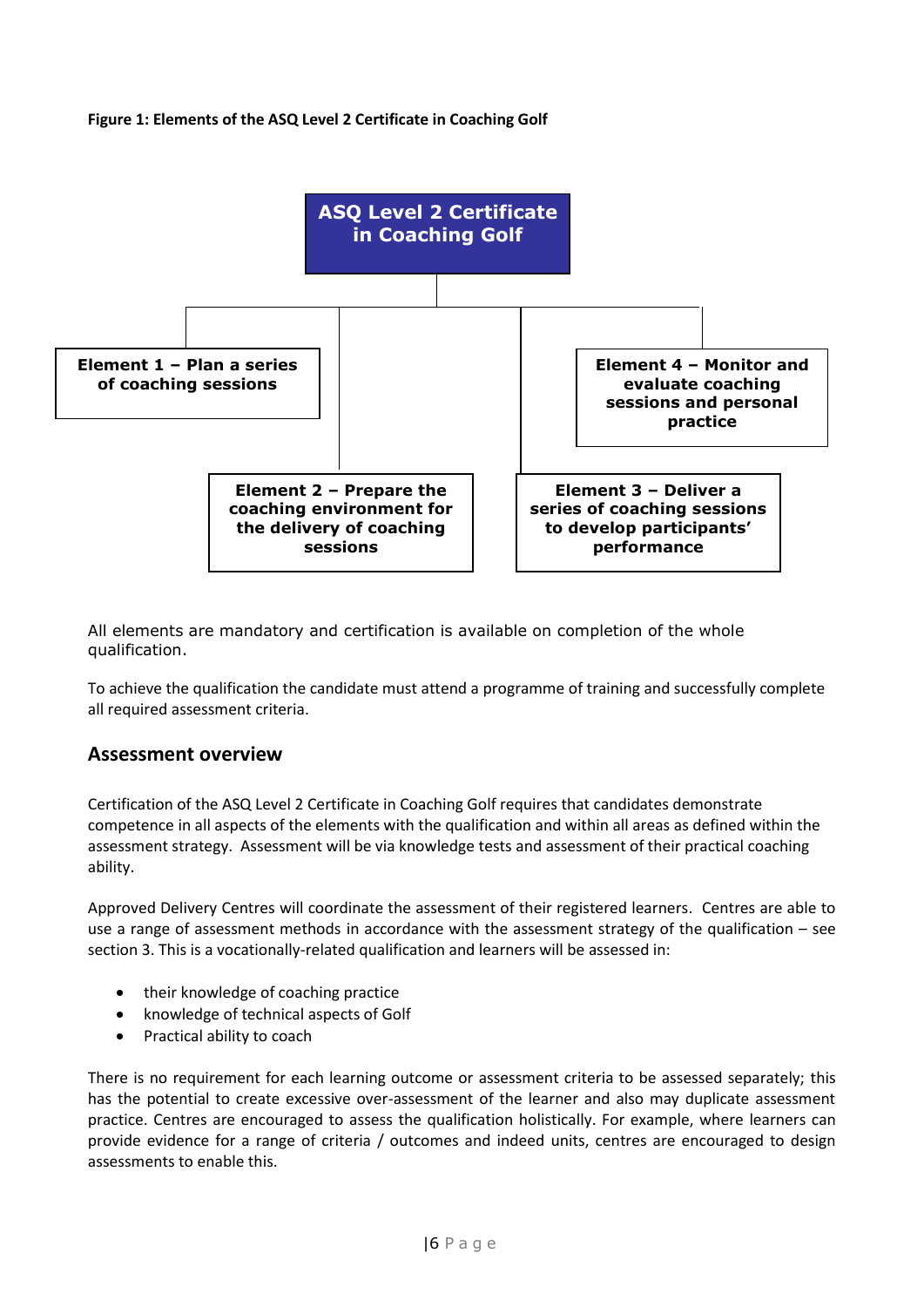**Figure 1: Elements of the ASQ Level 2 Certificate in Coaching Golf**

**ASQ Level 2 Certificate in Coaching Golf**

- **Element 1 – Plan a series of coaching sessions**
- **Element 2 – Prepare the coaching environment for the delivery of coaching sessions**
- **Element 3 – Deliver a series of coaching sessions to develop participants' performance**
- **Element 4 – Monitor and evaluate coaching sessions and personal practice**

All elements are mandatory and certification is available on completion of the whole qualification.

To achieve the qualification the candidate must attend a programme of training and successfully complete all required assessment criteria.

## Assessment overview

Certification of the ASQ Level 2 Certificate in Coaching Golf requires that candidates demonstrate competence in all aspects of the elements with the qualification and within all areas as defined within the assessment strategy. Assessment will be via knowledge tests and assessment of their practical coaching ability.

Approved Delivery Centres will coordinate the assessment of their registered learners. Centres are able to use a range of assessment methods in accordance with the assessment strategy of the qualification – see section 3. This is a vocationally-related qualification and learners will be assessed in:

- their knowledge of coaching practice
- knowledge of technical aspects of Golf
- Practical ability to coach

There is no requirement for each learning outcome or assessment criteria to be assessed separately; this has the potential to create excessive over-assessment of the learner and also may duplicate assessment practice. Centres are encouraged to assess the qualification holistically. For example, where learners can provide evidence for a range of criteria / outcomes and indeed units, centres are encouraged to design assessments to enable this.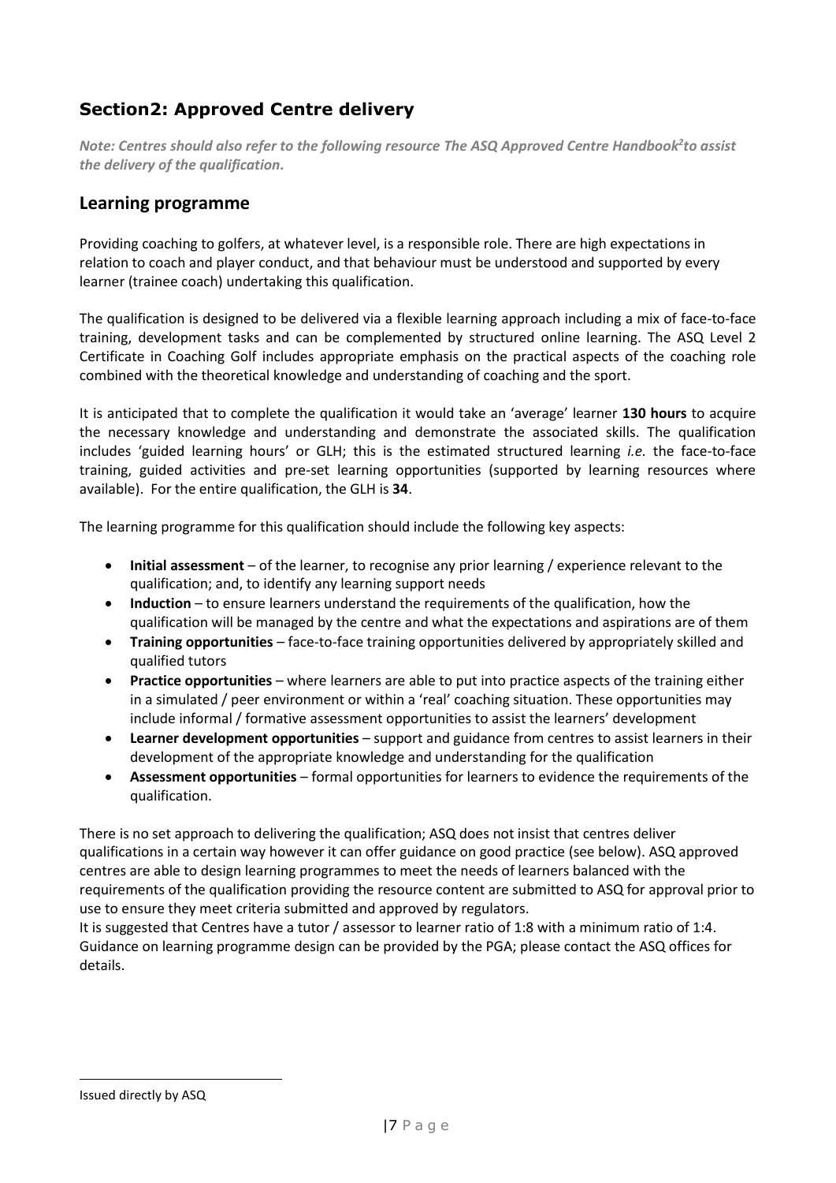## Section2: Approved Centre delivery

***Note: Centres should also refer to the following resource The ASQ Approved Centre Handbook[2]to assist the delivery of the qualification.***

### Learning programme

Providing coaching to golfers, at whatever level, is a responsible role. There are high expectations in relation to coach and player conduct, and that behaviour must be understood and supported by every learner (trainee coach) undertaking this qualification.

The qualification is designed to be delivered via a flexible learning approach including a mix of face-to-face training, development tasks and can be complemented by structured online learning. The ASQ Level 2 Certificate in Coaching Golf includes appropriate emphasis on the practical aspects of the coaching role combined with the theoretical knowledge and understanding of coaching and the sport.

It is anticipated that to complete the qualification it would take an 'average' learner **130 hours** to acquire the necessary knowledge and understanding and demonstrate the associated skills. The qualification includes 'guided learning hours' or GLH; this is the estimated structured learning *i.e.* the face-to-face training, guided activities and pre-set learning opportunities (supported by learning resources where available). For the entire qualification, the GLH is **34**.

The learning programme for this qualification should include the following key aspects:

- **Initial assessment** – of the learner, to recognise any prior learning / experience relevant to the qualification; and, to identify any learning support needs
- **Induction** – to ensure learners understand the requirements of the qualification, how the qualification will be managed by the centre and what the expectations and aspirations are of them
- **Training opportunities** – face-to-face training opportunities delivered by appropriately skilled and qualified tutors
- **Practice opportunities** – where learners are able to put into practice aspects of the training either in a simulated / peer environment or within a 'real' coaching situation. These opportunities may include informal / formative assessment opportunities to assist the learners' development
- **Learner development opportunities** – support and guidance from centres to assist learners in their development of the appropriate knowledge and understanding for the qualification
- **Assessment opportunities** – formal opportunities for learners to evidence the requirements of the qualification.

There is no set approach to delivering the qualification; ASQ does not insist that centres deliver qualifications in a certain way however it can offer guidance on good practice (see below). ASQ approved centres are able to design learning programmes to meet the needs of learners balanced with the requirements of the qualification providing the resource content are submitted to ASQ for approval prior to use to ensure they meet criteria submitted and approved by regulators.
It is suggested that Centres have a tutor / assessor to learner ratio of 1:8 with a minimum ratio of 1:4. Guidance on learning programme design can be provided by the PGA; please contact the ASQ offices for details.

---

Issued directly by ASQ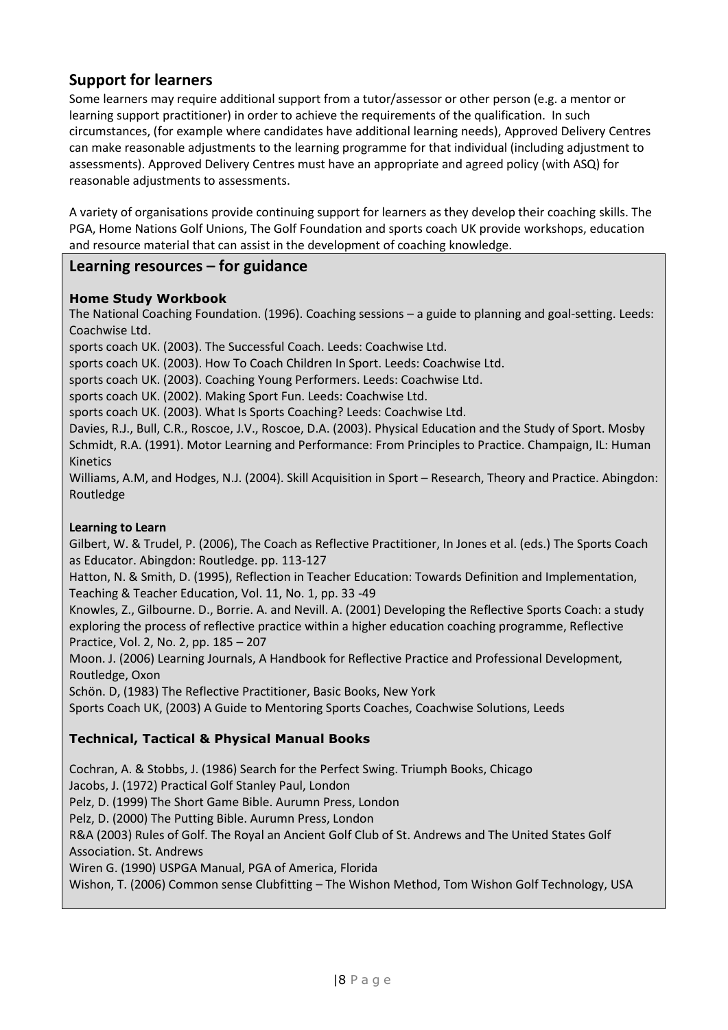## Support for learners

Some learners may require additional support from a tutor/assessor or other person (e.g. a mentor or learning support practitioner) in order to achieve the requirements of the qualification. In such circumstances, (for example where candidates have additional learning needs), Approved Delivery Centres can make reasonable adjustments to the learning programme for that individual (including adjustment to assessments). Approved Delivery Centres must have an appropriate and agreed policy (with ASQ) for reasonable adjustments to assessments.

A variety of organisations provide continuing support for learners as they develop their coaching skills. The PGA, Home Nations Golf Unions, The Golf Foundation and sports coach UK provide workshops, education and resource material that can assist in the development of coaching knowledge.

## Learning resources – for guidance

**Home Study Workbook**

The National Coaching Foundation. (1996). Coaching sessions – a guide to planning and goal-setting. Leeds: Coachwise Ltd.
sports coach UK. (2003). The Successful Coach. Leeds: Coachwise Ltd.
sports coach UK. (2003). How To Coach Children In Sport. Leeds: Coachwise Ltd.
sports coach UK. (2003). Coaching Young Performers. Leeds: Coachwise Ltd.
sports coach UK. (2002). Making Sport Fun. Leeds: Coachwise Ltd.
sports coach UK. (2003). What Is Sports Coaching? Leeds: Coachwise Ltd.
Davies, R.J., Bull, C.R., Roscoe, J.V., Roscoe, D.A. (2003). Physical Education and the Study of Sport. Mosby
Schmidt, R.A. (1991). Motor Learning and Performance: From Principles to Practice. Champaign, IL: Human Kinetics
Williams, A.M, and Hodges, N.J. (2004). Skill Acquisition in Sport – Research, Theory and Practice. Abingdon: Routledge

**Learning to Learn**

Gilbert, W. & Trudel, P. (2006), The Coach as Reflective Practitioner, In Jones et al. (eds.) The Sports Coach as Educator. Abingdon: Routledge. pp. 113-127
Hatton, N. & Smith, D. (1995), Reflection in Teacher Education: Towards Definition and Implementation, Teaching & Teacher Education, Vol. 11, No. 1, pp. 33 -49
Knowles, Z., Gilbourne. D., Borrie. A. and Nevill. A. (2001) Developing the Reflective Sports Coach: a study exploring the process of reflective practice within a higher education coaching programme, Reflective Practice, Vol. 2, No. 2, pp. 185 – 207
Moon. J. (2006) Learning Journals, A Handbook for Reflective Practice and Professional Development, Routledge, Oxon
Schön. D, (1983) The Reflective Practitioner, Basic Books, New York
Sports Coach UK, (2003) A Guide to Mentoring Sports Coaches, Coachwise Solutions, Leeds

**Technical, Tactical & Physical Manual Books**

Cochran, A. & Stobbs, J. (1986) Search for the Perfect Swing. Triumph Books, Chicago
Jacobs, J. (1972) Practical Golf Stanley Paul, London
Pelz, D. (1999) The Short Game Bible. Aurumn Press, London
Pelz, D. (2000) The Putting Bible. Aurumn Press, London
R&A (2003) Rules of Golf. The Royal an Ancient Golf Club of St. Andrews and The United States Golf Association. St. Andrews
Wiren G. (1990) USPGA Manual, PGA of America, Florida
Wishon, T. (2006) Common sense Clubfitting – The Wishon Method, Tom Wishon Golf Technology, USA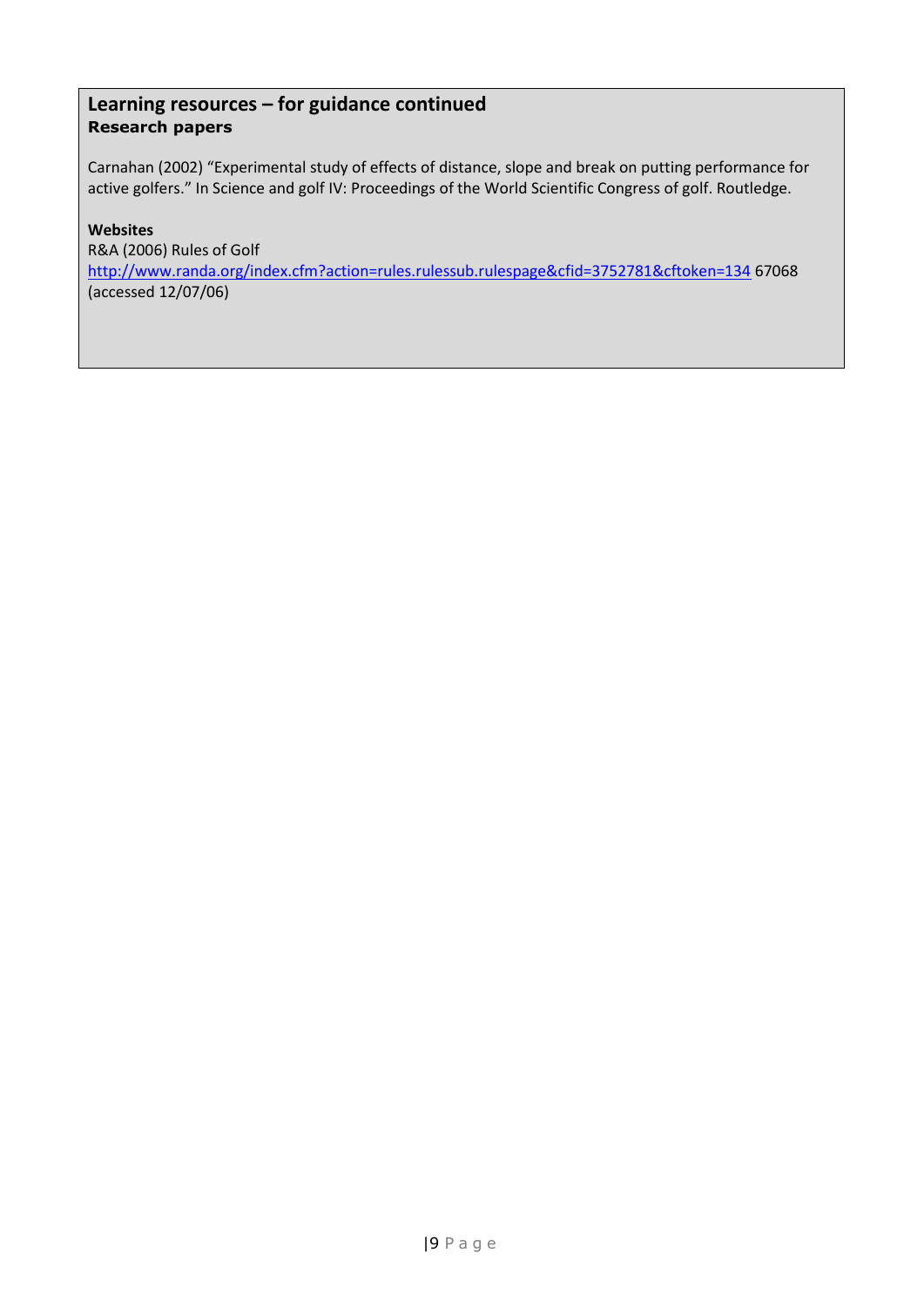## Learning resources – for guidance continued

### Research papers

Carnahan (2002) "Experimental study of effects of distance, slope and break on putting performance for active golfers." In Science and golf IV: Proceedings of the World Scientific Congress of golf. Routledge.

**Websites**

R&A (2006) Rules of Golf
http://www.randa.org/index.cfm?action=rules.rulessub.rulespage&cfid=3752781&cftoken=134 67068 (accessed 12/07/06)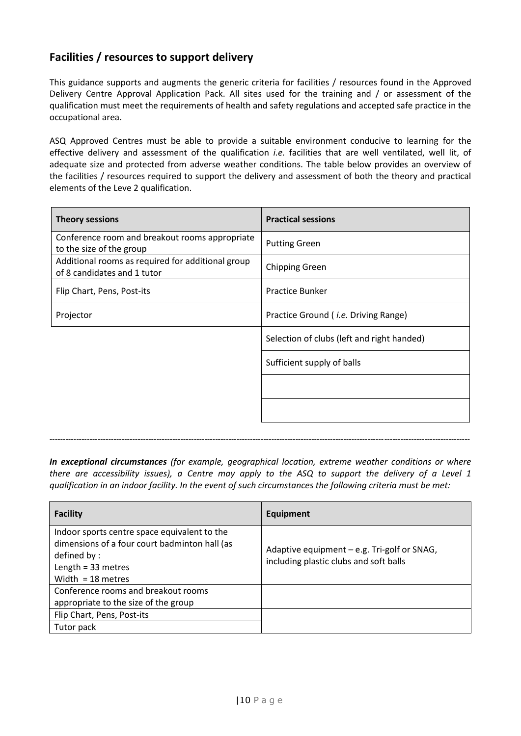## Facilities / resources to support delivery

This guidance supports and augments the generic criteria for facilities / resources found in the Approved Delivery Centre Approval Application Pack. All sites used for the training and / or assessment of the qualification must meet the requirements of health and safety regulations and accepted safe practice in the occupational area.

ASQ Approved Centres must be able to provide a suitable environment conducive to learning for the effective delivery and assessment of the qualification *i.e.* facilities that are well ventilated, well lit, of adequate size and protected from adverse weather conditions. The table below provides an overview of the facilities / resources required to support the delivery and assessment of both the theory and practical elements of the Leve 2 qualification.

| Theory sessions | Practical sessions |
|---|---|
| Conference room and breakout rooms appropriate to the size of the group | Putting Green |
| Additional rooms as required for additional group of 8 candidates and 1 tutor | Chipping Green |
| Flip Chart, Pens, Post-its | Practice Bunker |
| Projector | Practice Ground ( *i.e.* Driving Range) |
| | Selection of clubs (left and right handed) |
| | Sufficient supply of balls |
| | |
| | |

---

***In exceptional circumstances*** *(for example, geographical location, extreme weather conditions or where there are accessibility issues), a Centre may apply to the ASQ to support the delivery of a Level 1 qualification in an indoor facility. In the event of such circumstances the following criteria must be met:*

| Facility | Equipment |
|---|---|
| Indoor sports centre space equivalent to the dimensions of a four court badminton hall (as defined by :<br>Length = 33 metres<br>Width = 18 metres | Adaptive equipment – e.g. Tri-golf or SNAG, including plastic clubs and soft balls |
| Conference rooms and breakout rooms appropriate to the size of the group | |
| Flip Chart, Pens, Post-its | |
| Tutor pack | |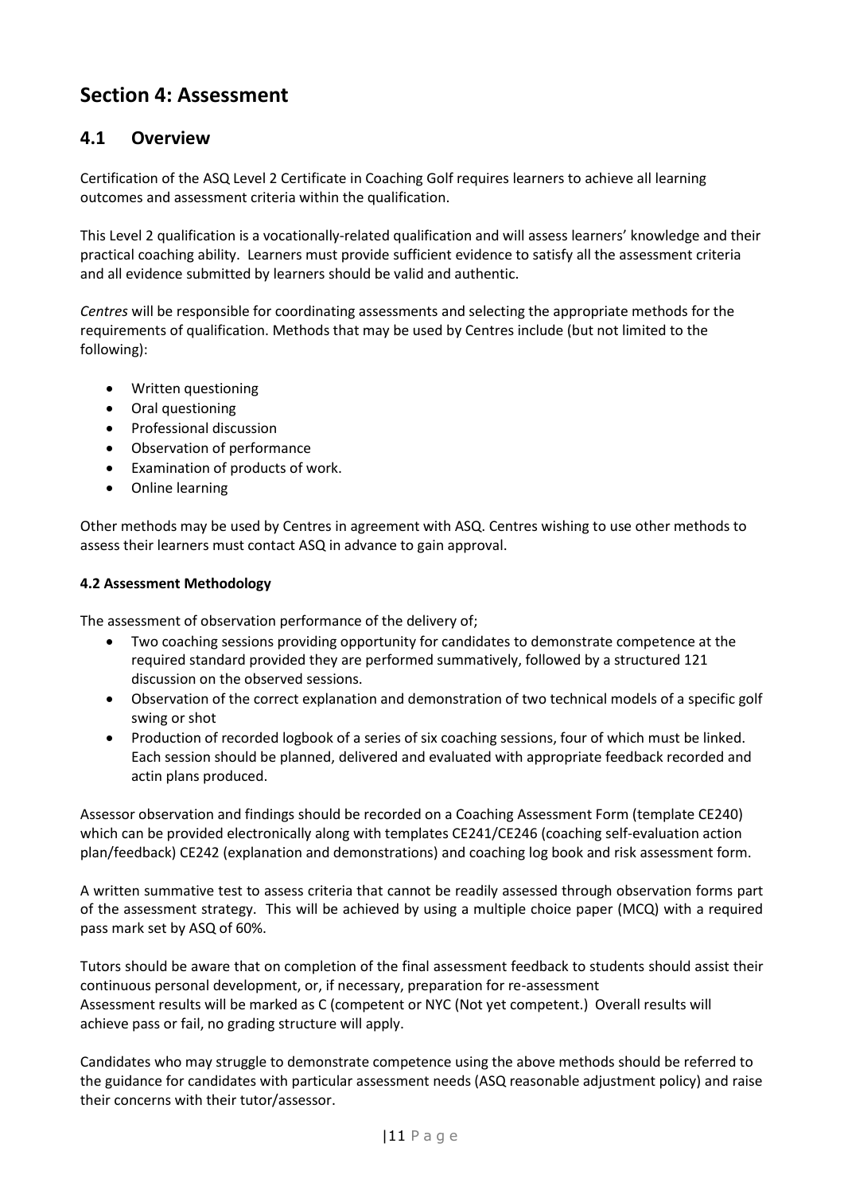# Section 4: Assessment

## 4.1 Overview

Certification of the ASQ Level 2 Certificate in Coaching Golf requires learners to achieve all learning outcomes and assessment criteria within the qualification.

This Level 2 qualification is a vocationally-related qualification and will assess learners' knowledge and their practical coaching ability. Learners must provide sufficient evidence to satisfy all the assessment criteria and all evidence submitted by learners should be valid and authentic.

*Centres* will be responsible for coordinating assessments and selecting the appropriate methods for the requirements of qualification. Methods that may be used by Centres include (but not limited to the following):

- Written questioning
- Oral questioning
- Professional discussion
- Observation of performance
- Examination of products of work.
- Online learning

Other methods may be used by Centres in agreement with ASQ. Centres wishing to use other methods to assess their learners must contact ASQ in advance to gain approval.

**4.2 Assessment Methodology**

The assessment of observation performance of the delivery of;

- Two coaching sessions providing opportunity for candidates to demonstrate competence at the required standard provided they are performed summatively, followed by a structured 121 discussion on the observed sessions.
- Observation of the correct explanation and demonstration of two technical models of a specific golf swing or shot
- Production of recorded logbook of a series of six coaching sessions, four of which must be linked. Each session should be planned, delivered and evaluated with appropriate feedback recorded and actin plans produced.

Assessor observation and findings should be recorded on a Coaching Assessment Form (template CE240) which can be provided electronically along with templates CE241/CE246 (coaching self-evaluation action plan/feedback) CE242 (explanation and demonstrations) and coaching log book and risk assessment form.

A written summative test to assess criteria that cannot be readily assessed through observation forms part of the assessment strategy. This will be achieved by using a multiple choice paper (MCQ) with a required pass mark set by ASQ of 60%.

Tutors should be aware that on completion of the final assessment feedback to students should assist their continuous personal development, or, if necessary, preparation for re-assessment
Assessment results will be marked as C (competent or NYC (Not yet competent.) Overall results will achieve pass or fail, no grading structure will apply.

Candidates who may struggle to demonstrate competence using the above methods should be referred to the guidance for candidates with particular assessment needs (ASQ reasonable adjustment policy) and raise their concerns with their tutor/assessor.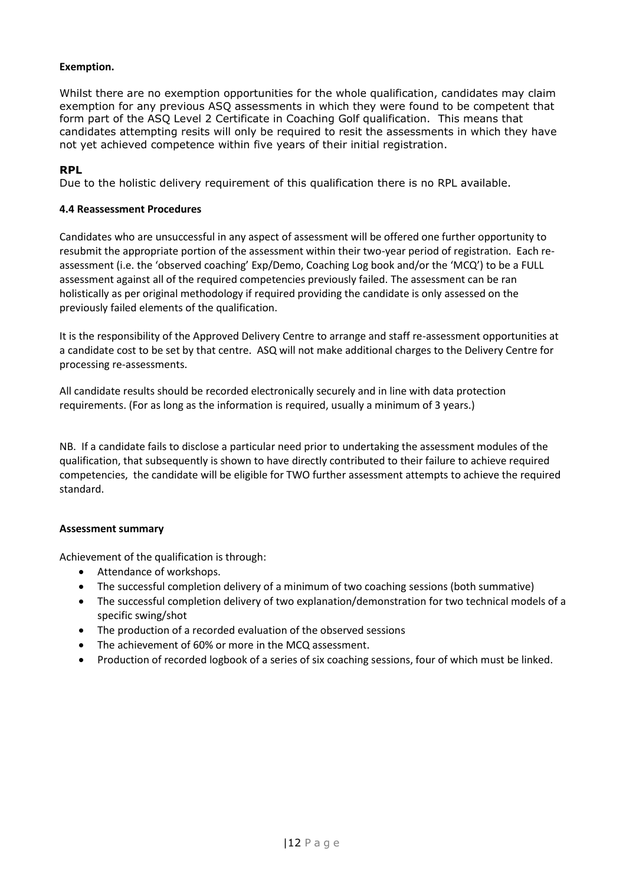**Exemption.**

Whilst there are no exemption opportunities for the whole qualification, candidates may claim exemption for any previous ASQ assessments in which they were found to be competent that form part of the ASQ Level 2 Certificate in Coaching Golf qualification. This means that candidates attempting resits will only be required to resit the assessments in which they have not yet achieved competence within five years of their initial registration.

**RPL**

Due to the holistic delivery requirement of this qualification there is no RPL available.

**4.4 Reassessment Procedures**

Candidates who are unsuccessful in any aspect of assessment will be offered one further opportunity to resubmit the appropriate portion of the assessment within their two-year period of registration. Each re-assessment (i.e. the 'observed coaching' Exp/Demo, Coaching Log book and/or the 'MCQ') to be a FULL assessment against all of the required competencies previously failed. The assessment can be ran holistically as per original methodology if required providing the candidate is only assessed on the previously failed elements of the qualification.

It is the responsibility of the Approved Delivery Centre to arrange and staff re-assessment opportunities at a candidate cost to be set by that centre. ASQ will not make additional charges to the Delivery Centre for processing re-assessments.

All candidate results should be recorded electronically securely and in line with data protection requirements. (For as long as the information is required, usually a minimum of 3 years.)

NB. If a candidate fails to disclose a particular need prior to undertaking the assessment modules of the qualification, that subsequently is shown to have directly contributed to their failure to achieve required competencies, the candidate will be eligible for TWO further assessment attempts to achieve the required standard.

**Assessment summary**

Achievement of the qualification is through:

- Attendance of workshops.
- The successful completion delivery of a minimum of two coaching sessions (both summative)
- The successful completion delivery of two explanation/demonstration for two technical models of a specific swing/shot
- The production of a recorded evaluation of the observed sessions
- The achievement of 60% or more in the MCQ assessment.
- Production of recorded logbook of a series of six coaching sessions, four of which must be linked.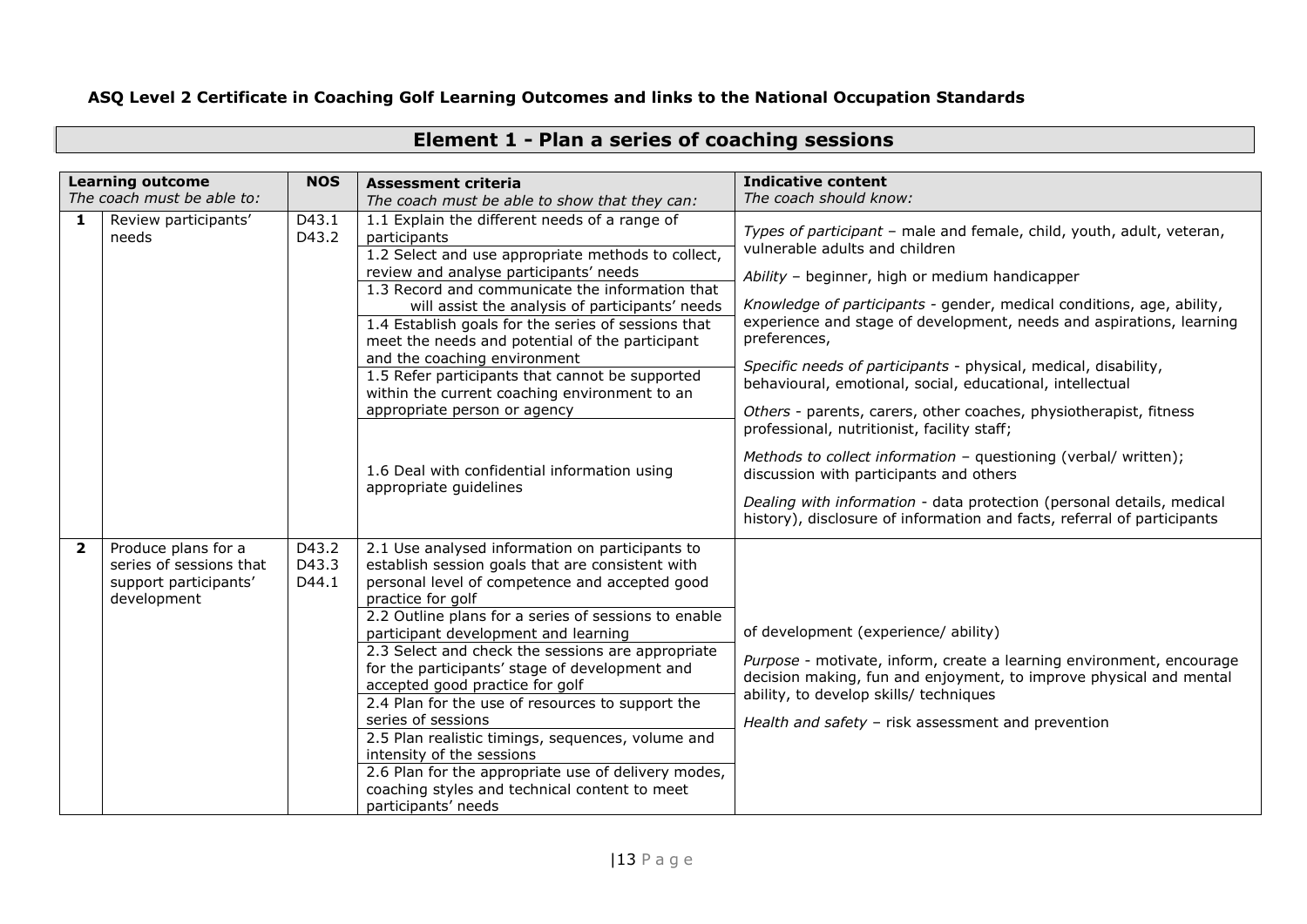**ASQ Level 2 Certificate in Coaching Golf Learning Outcomes and links to the National Occupation Standards**

## Element 1 - Plan a series of coaching sessions

| | Learning outcome<br>*The coach must be able to:* | NOS | Assessment criteria<br>*The coach must be able to show that they can:* | Indicative content<br>*The coach should know:* |
|---|---|---|---|---|
| **1** | Review participants' needs | D43.1<br>D43.2 | 1.1 Explain the different needs of a range of participants<br>1.2 Select and use appropriate methods to collect, review and analyse participants' needs<br>1.3 Record and communicate the information that will assist the analysis of participants' needs<br>1.4 Establish goals for the series of sessions that meet the needs and potential of the participant and the coaching environment<br>1.5 Refer participants that cannot be supported within the current coaching environment to an appropriate person or agency<br>1.6 Deal with confidential information using appropriate guidelines | *Types of participant* – male and female, child, youth, adult, veteran, vulnerable adults and children<br>*Ability* – beginner, high or medium handicapper<br>*Knowledge of participants* - gender, medical conditions, age, ability, experience and stage of development, needs and aspirations, learning preferences,<br>*Specific needs of participants* - physical, medical, disability, behavioural, emotional, social, educational, intellectual<br>*Others* - parents, carers, other coaches, physiotherapist, fitness professional, nutritionist, facility staff;<br>*Methods to collect information* – questioning (verbal/ written); discussion with participants and others<br>*Dealing with information* - data protection (personal details, medical history), disclosure of information and facts, referral of participants |
| **2** | Produce plans for a series of sessions that support participants' development | D43.2<br>D43.3<br>D44.1 | 2.1 Use analysed information on participants to establish session goals that are consistent with personal level of competence and accepted good practice for golf<br>2.2 Outline plans for a series of sessions to enable participant development and learning<br>2.3 Select and check the sessions are appropriate for the participants' stage of development and accepted good practice for golf<br>2.4 Plan for the use of resources to support the series of sessions<br>2.5 Plan realistic timings, sequences, volume and intensity of the sessions<br>2.6 Plan for the appropriate use of delivery modes, coaching styles and technical content to meet participants' needs | of development (experience/ ability)<br>*Purpose* - motivate, inform, create a learning environment, encourage decision making, fun and enjoyment, to improve physical and mental ability, to develop skills/ techniques<br>*Health and safety* – risk assessment and prevention |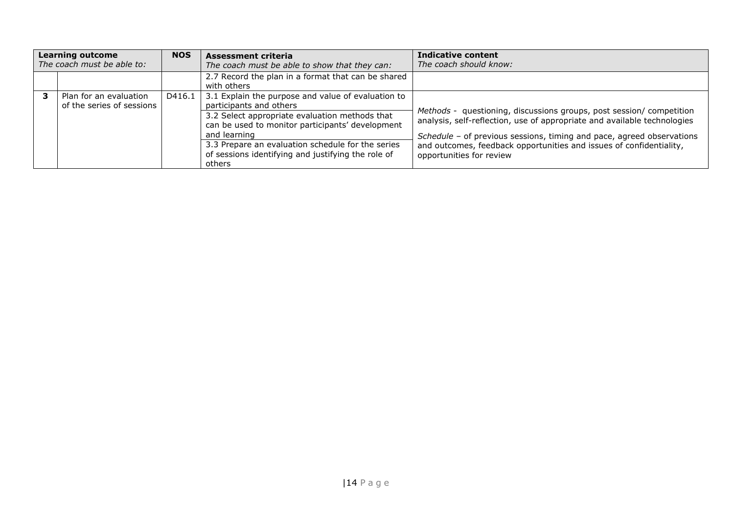| Learning outcome<br>*The coach must be able to:* | | NOS | Assessment criteria<br>*The coach must be able to show that they can:* | Indicative content<br>*The coach should know:* |
|---|---|---|---|---|
| | | | 2.7 Record the plan in a format that can be shared with others | |
| **3** | Plan for an evaluation of the series of sessions | D416.1 | 3.1 Explain the purpose and value of evaluation to participants and others | *Methods* - questioning, discussions groups, post session/ competition analysis, self-reflection, use of appropriate and available technologies<br><br>*Schedule* – of previous sessions, timing and pace, agreed observations and outcomes, feedback opportunities and issues of confidentiality, opportunities for review |
| | | | 3.2 Select appropriate evaluation methods that can be used to monitor participants' development and learning | |
| | | | 3.3 Prepare an evaluation schedule for the series of sessions identifying and justifying the role of others | |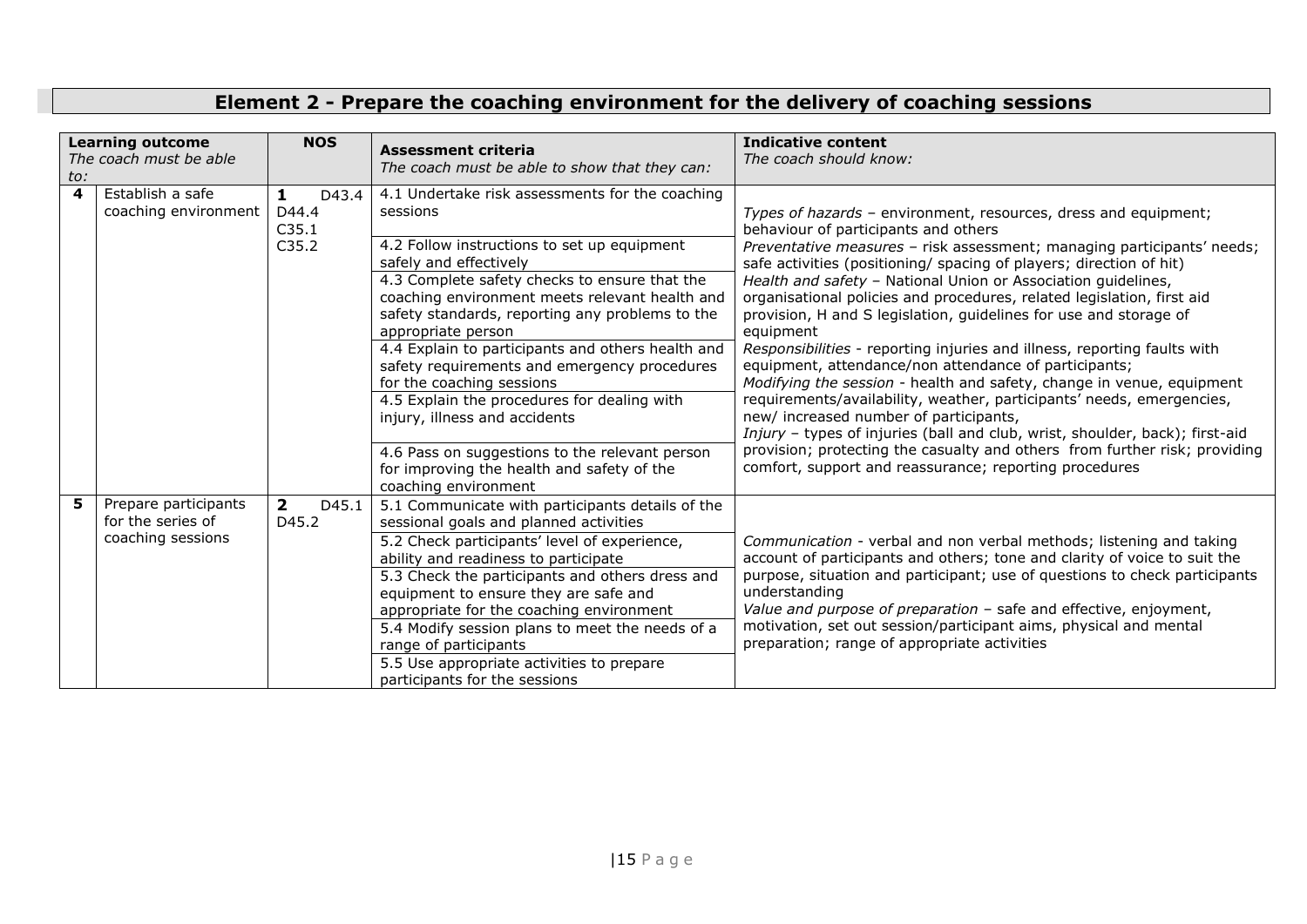# Element 2 - Prepare the coaching environment for the delivery of coaching sessions

| **Learning outcome** *The coach must be able to:* | | **NOS** | **Assessment criteria** *The coach must be able to show that they can:* | **Indicative content** *The coach should know:* |
|---|---|---|---|---|
| **4** | Establish a safe coaching environment | **1** D43.4 D44.4 C35.1 C35.2 | 4.1 Undertake risk assessments for the coaching sessions<br>4.2 Follow instructions to set up equipment safely and effectively<br>4.3 Complete safety checks to ensure that the coaching environment meets relevant health and safety standards, reporting any problems to the appropriate person<br>4.4 Explain to participants and others health and safety requirements and emergency procedures for the coaching sessions<br>4.5 Explain the procedures for dealing with injury, illness and accidents<br>4.6 Pass on suggestions to the relevant person for improving the health and safety of the coaching environment | *Types of hazards* – environment, resources, dress and equipment; behaviour of participants and others<br>*Preventative measures* – risk assessment; managing participants' needs; safe activities (positioning/ spacing of players; direction of hit)<br>*Health and safety* – National Union or Association guidelines, organisational policies and procedures, related legislation, first aid provision, H and S legislation, guidelines for use and storage of equipment<br>*Responsibilities* - reporting injuries and illness, reporting faults with equipment, attendance/non attendance of participants;<br>*Modifying the session* - health and safety, change in venue, equipment requirements/availability, weather, participants' needs, emergencies, new/ increased number of participants,<br>*Injury* – types of injuries (ball and club, wrist, shoulder, back); first-aid provision; protecting the casualty and others from further risk; providing comfort, support and reassurance; reporting procedures |
| **5** | Prepare participants for the series of coaching sessions | **2** D45.1 D45.2 | 5.1 Communicate with participants details of the sessional goals and planned activities<br>5.2 Check participants' level of experience, ability and readiness to participate<br>5.3 Check the participants and others dress and equipment to ensure they are safe and appropriate for the coaching environment<br>5.4 Modify session plans to meet the needs of a range of participants<br>5.5 Use appropriate activities to prepare participants for the sessions | *Communication* - verbal and non verbal methods; listening and taking account of participants and others; tone and clarity of voice to suit the purpose, situation and participant; use of questions to check participants understanding<br>*Value and purpose of preparation* – safe and effective, enjoyment, motivation, set out session/participant aims, physical and mental preparation; range of appropriate activities |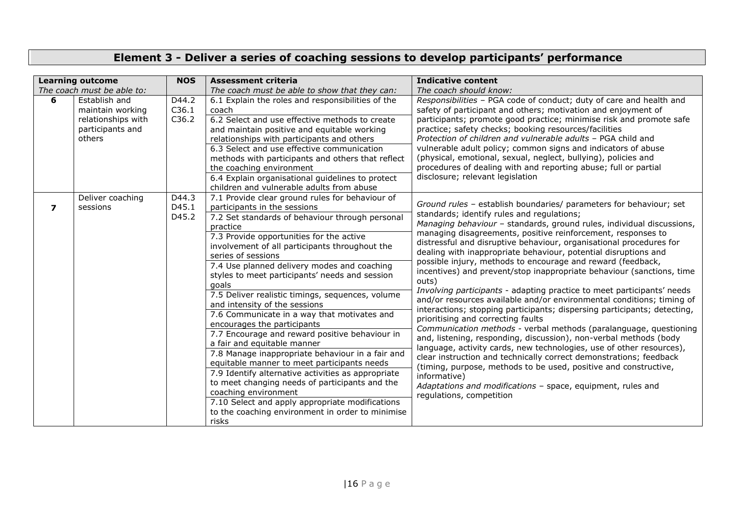# Element 3 - Deliver a series of coaching sessions to develop participants' performance

| Learning outcome<br>*The coach must be able to:* | | NOS | Assessment criteria<br>*The coach must be able to show that they can:* | Indicative content<br>*The coach should know:* |
|---|---|---|---|---|
| **6** | Establish and maintain working relationships with participants and others | D44.2<br>C36.1<br>C36.2 | 6.1 Explain the roles and responsibilities of the coach<br>6.2 Select and use effective methods to create and maintain positive and equitable working relationships with participants and others<br>6.3 Select and use effective communication methods with participants and others that reflect the coaching environment<br>6.4 Explain organisational guidelines to protect children and vulnerable adults from abuse | *Responsibilities* – PGA code of conduct; duty of care and health and safety of participant and others; motivation and enjoyment of participants; promote good practice; minimise risk and promote safe practice; safety checks; booking resources/facilities<br>*Protection of children and vulnerable adults* – PGA child and vulnerable adult policy; common signs and indicators of abuse (physical, emotional, sexual, neglect, bullying), policies and procedures of dealing with and reporting abuse; full or partial disclosure; relevant legislation |
| **7** | Deliver coaching sessions | D44.3<br>D45.1<br>D45.2 | 7.1 Provide clear ground rules for behaviour of participants in the sessions<br>7.2 Set standards of behaviour through personal practice<br>7.3 Provide opportunities for the active involvement of all participants throughout the series of sessions<br>7.4 Use planned delivery modes and coaching styles to meet participants' needs and session goals<br>7.5 Deliver realistic timings, sequences, volume and intensity of the sessions<br>7.6 Communicate in a way that motivates and encourages the participants<br>7.7 Encourage and reward positive behaviour in a fair and equitable manner<br>7.8 Manage inappropriate behaviour in a fair and equitable manner to meet participants needs<br>7.9 Identify alternative activities as appropriate to meet changing needs of participants and the coaching environment<br>7.10 Select and apply appropriate modifications to the coaching environment in order to minimise risks | *Ground rules* – establish boundaries/ parameters for behaviour; set standards; identify rules and regulations;<br>*Managing behaviour* – standards, ground rules, individual discussions, managing disagreements, positive reinforcement, responses to distressful and disruptive behaviour, organisational procedures for dealing with inappropriate behaviour, potential disruptions and possible injury, methods to encourage and reward (feedback, incentives) and prevent/stop inappropriate behaviour (sanctions, time outs)<br>*Involving participants* - adapting practice to meet participants' needs and/or resources available and/or environmental conditions; timing of interactions; stopping participants; dispersing participants; detecting, prioritising and correcting faults<br>*Communication methods* - verbal methods (paralanguage, questioning and, listening, responding, discussion), non-verbal methods (body language, activity cards, new technologies, use of other resources), clear instruction and technically correct demonstrations; feedback (timing, purpose, methods to be used, positive and constructive, informative)<br>*Adaptations and modifications* – space, equipment, rules and regulations, competition |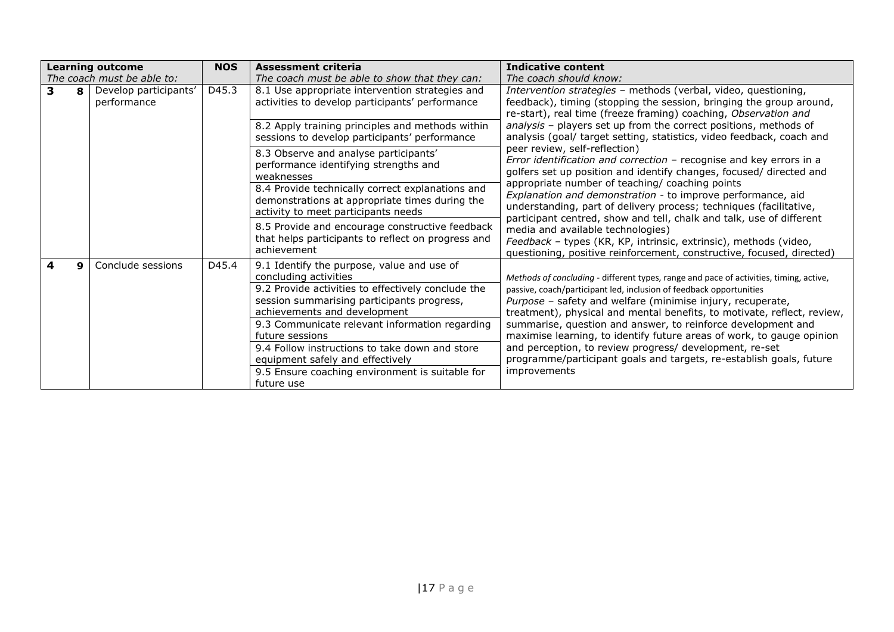| | | Learning outcome<br>*The coach must be able to:* | NOS | Assessment criteria<br>*The coach must be able to show that they can:* | Indicative content<br>*The coach should know:* |
|---|---|---|---|---|---|
| **3** | **8** | Develop participants' performance | D45.3 | 8.1 Use appropriate intervention strategies and activities to develop participants' performance | *Intervention strategies* – methods (verbal, video, questioning, feedback), timing (stopping the session, bringing the group around, re-start), real time (freeze framing) coaching, *Observation and analysis* – players set up from the correct positions, methods of analysis (goal/ target setting, statistics, video feedback, coach and peer review, self-reflection)<br>*Error identification and correction* – recognise and key errors in a golfers set up position and identify changes, focused/ directed and appropriate number of teaching/ coaching points<br>*Explanation and demonstration* - to improve performance, aid understanding, part of delivery process; techniques (facilitative, participant centred, show and tell, chalk and talk, use of different media and available technologies)<br>*Feedback* – types (KR, KP, intrinsic, extrinsic), methods (video, questioning, positive reinforcement, constructive, focused, directed) |
| | | | | 8.2 Apply training principles and methods within sessions to develop participants' performance | |
| | | | | 8.3 Observe and analyse participants' performance identifying strengths and weaknesses | |
| | | | | 8.4 Provide technically correct explanations and demonstrations at appropriate times during the activity to meet participants needs | |
| | | | | 8.5 Provide and encourage constructive feedback that helps participants to reflect on progress and achievement | |
| **4** | **9** | Conclude sessions | D45.4 | 9.1 Identify the purpose, value and use of concluding activities | *Methods of concluding* - different types, range and pace of activities, timing, active, passive, coach/participant led, inclusion of feedback opportunities<br>*Purpose* – safety and welfare (minimise injury, recuperate, treatment), physical and mental benefits, to motivate, reflect, review, summarise, question and answer, to reinforce development and maximise learning, to identify future areas of work, to gauge opinion and perception, to review progress/ development, re-set programme/participant goals and targets, re-establish goals, future improvements |
| | | | | 9.2 Provide activities to effectively conclude the session summarising participants progress, achievements and development | |
| | | | | 9.3 Communicate relevant information regarding future sessions | |
| | | | | 9.4 Follow instructions to take down and store equipment safely and effectively | |
| | | | | 9.5 Ensure coaching environment is suitable for future use | |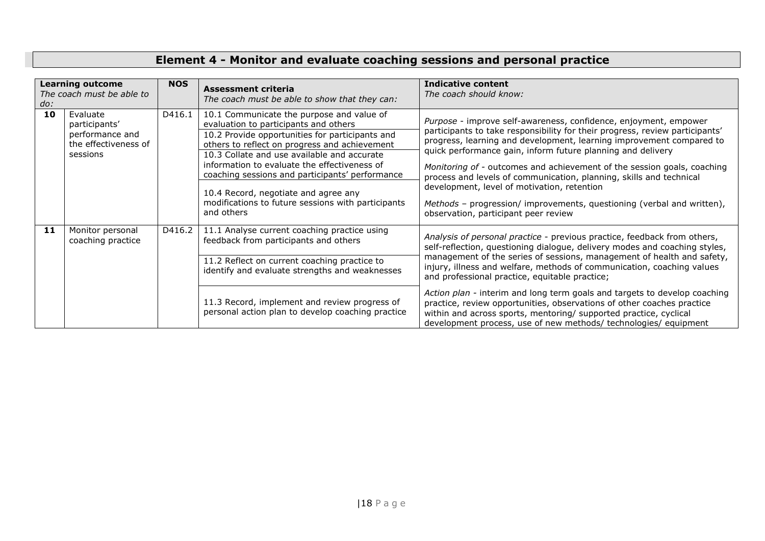## Element 4 - Monitor and evaluate coaching sessions and personal practice

| **Learning outcome** *The coach must be able to do:* | | **NOS** | **Assessment criteria** *The coach must be able to show that they can:* | **Indicative content** *The coach should know:* |
|---|---|---|---|---|
| **10** | Evaluate participants' performance and the effectiveness of sessions | D416.1 | 10.1 Communicate the purpose and value of evaluation to participants and others | *Purpose* - improve self-awareness, confidence, enjoyment, empower participants to take responsibility for their progress, review participants' progress, learning and development, learning improvement compared to quick performance gain, inform future planning and delivery<br><br>*Monitoring of* - outcomes and achievement of the session goals, coaching process and levels of communication, planning, skills and technical development, level of motivation, retention<br><br>*Methods* – progression/ improvements, questioning (verbal and written), observation, participant peer review |
| | | | 10.2 Provide opportunities for participants and others to reflect on progress and achievement | |
| | | | 10.3 Collate and use available and accurate information to evaluate the effectiveness of coaching sessions and participants' performance | |
| | | | 10.4 Record, negotiate and agree any modifications to future sessions with participants and others | |
| **11** | Monitor personal coaching practice | D416.2 | 11.1 Analyse current coaching practice using feedback from participants and others | *Analysis of personal practice* - previous practice, feedback from others, self-reflection, questioning dialogue, delivery modes and coaching styles, management of the series of sessions, management of health and safety, injury, illness and welfare, methods of communication, coaching values and professional practice, equitable practice;<br><br>*Action plan* - interim and long term goals and targets to develop coaching practice, review opportunities, observations of other coaches practice within and across sports, mentoring/ supported practice, cyclical development process, use of new methods/ technologies/ equipment |
| | | | 11.2 Reflect on current coaching practice to identify and evaluate strengths and weaknesses | |
| | | | 11.3 Record, implement and review progress of personal action plan to develop coaching practice | |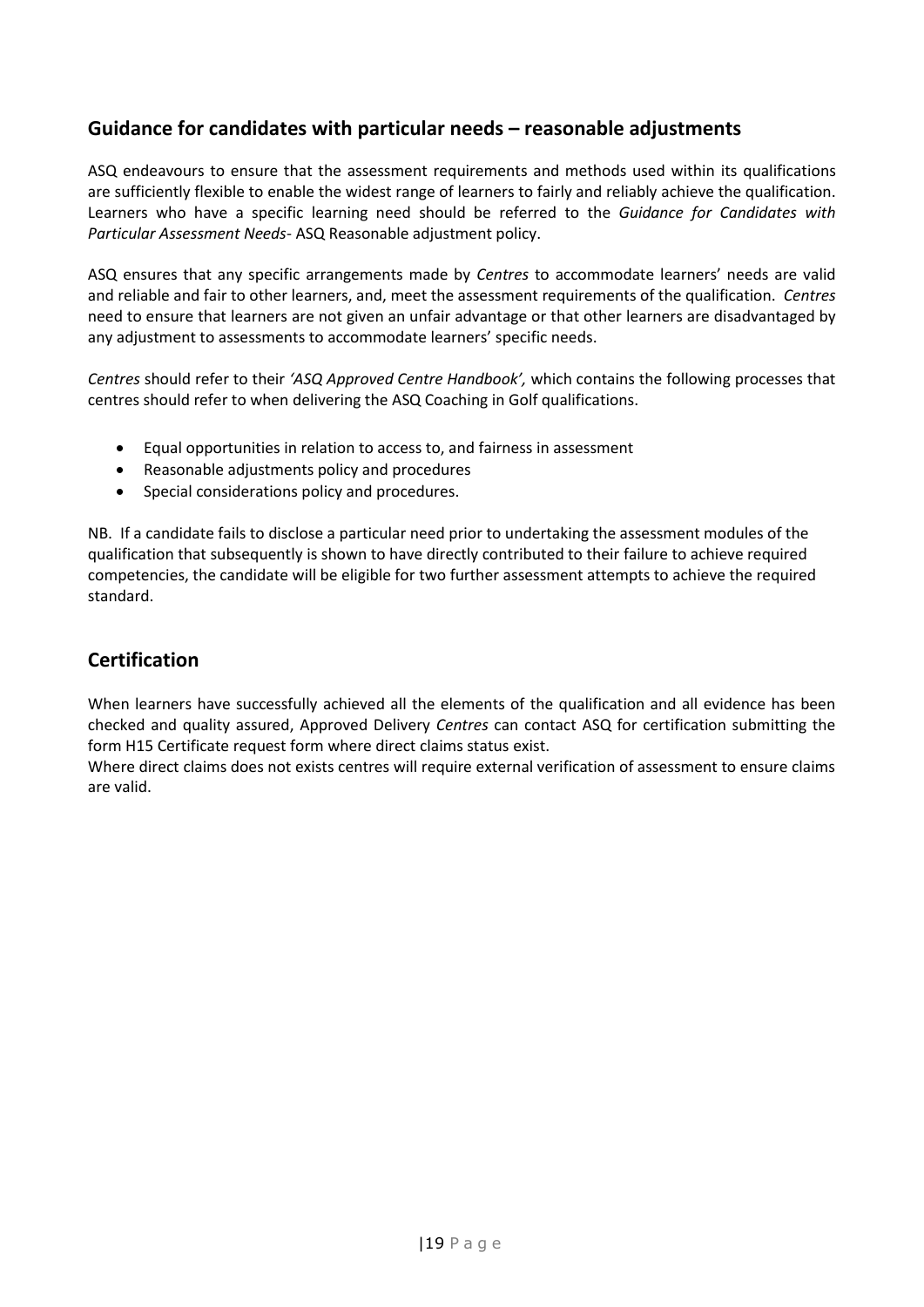## Guidance for candidates with particular needs – reasonable adjustments

ASQ endeavours to ensure that the assessment requirements and methods used within its qualifications are sufficiently flexible to enable the widest range of learners to fairly and reliably achieve the qualification. Learners who have a specific learning need should be referred to the *Guidance for Candidates with Particular Assessment Needs*- ASQ Reasonable adjustment policy.

ASQ ensures that any specific arrangements made by *Centres* to accommodate learners' needs are valid and reliable and fair to other learners, and, meet the assessment requirements of the qualification. *Centres* need to ensure that learners are not given an unfair advantage or that other learners are disadvantaged by any adjustment to assessments to accommodate learners' specific needs.

*Centres* should refer to their *'ASQ Approved Centre Handbook',* which contains the following processes that centres should refer to when delivering the ASQ Coaching in Golf qualifications.

- Equal opportunities in relation to access to, and fairness in assessment
- Reasonable adjustments policy and procedures
- Special considerations policy and procedures.

NB. If a candidate fails to disclose a particular need prior to undertaking the assessment modules of the qualification that subsequently is shown to have directly contributed to their failure to achieve required competencies, the candidate will be eligible for two further assessment attempts to achieve the required standard.

## Certification

When learners have successfully achieved all the elements of the qualification and all evidence has been checked and quality assured, Approved Delivery *Centres* can contact ASQ for certification submitting the form H15 Certificate request form where direct claims status exist.
Where direct claims does not exists centres will require external verification of assessment to ensure claims are valid.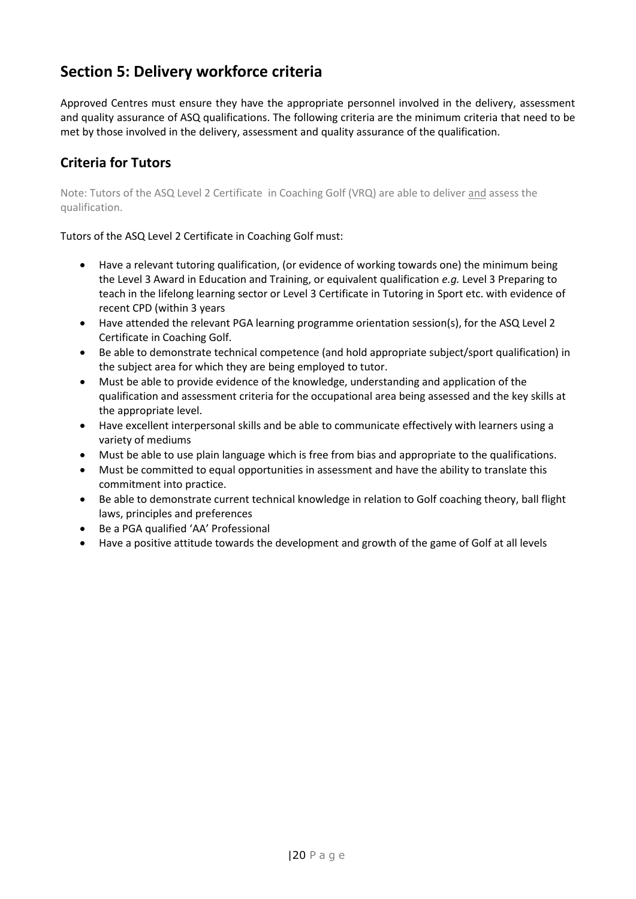## Section 5: Delivery workforce criteria

Approved Centres must ensure they have the appropriate personnel involved in the delivery, assessment and quality assurance of ASQ qualifications. The following criteria are the minimum criteria that need to be met by those involved in the delivery, assessment and quality assurance of the qualification.

### Criteria for Tutors

Note: Tutors of the ASQ Level 2 Certificate in Coaching Golf (VRQ) are able to deliver <u>and</u> assess the qualification.

Tutors of the ASQ Level 2 Certificate in Coaching Golf must:

- Have a relevant tutoring qualification, (or evidence of working towards one) the minimum being the Level 3 Award in Education and Training, or equivalent qualification *e.g.* Level 3 Preparing to teach in the lifelong learning sector or Level 3 Certificate in Tutoring in Sport etc. with evidence of recent CPD (within 3 years
- Have attended the relevant PGA learning programme orientation session(s), for the ASQ Level 2 Certificate in Coaching Golf.
- Be able to demonstrate technical competence (and hold appropriate subject/sport qualification) in the subject area for which they are being employed to tutor.
- Must be able to provide evidence of the knowledge, understanding and application of the qualification and assessment criteria for the occupational area being assessed and the key skills at the appropriate level.
- Have excellent interpersonal skills and be able to communicate effectively with learners using a variety of mediums
- Must be able to use plain language which is free from bias and appropriate to the qualifications.
- Must be committed to equal opportunities in assessment and have the ability to translate this commitment into practice.
- Be able to demonstrate current technical knowledge in relation to Golf coaching theory, ball flight laws, principles and preferences
- Be a PGA qualified 'AA' Professional
- Have a positive attitude towards the development and growth of the game of Golf at all levels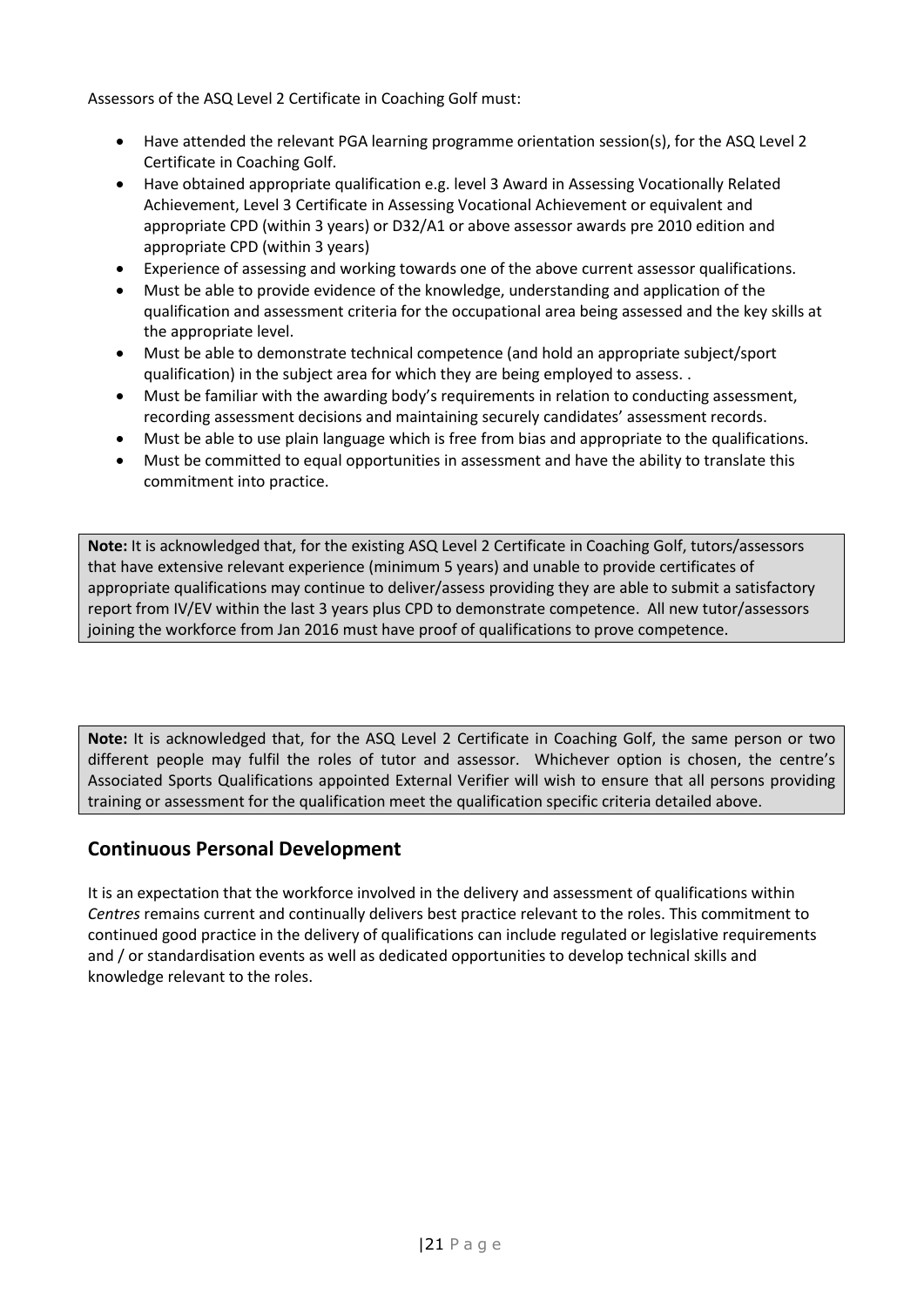Assessors of the ASQ Level 2 Certificate in Coaching Golf must:

- Have attended the relevant PGA learning programme orientation session(s), for the ASQ Level 2 Certificate in Coaching Golf.
- Have obtained appropriate qualification e.g. level 3 Award in Assessing Vocationally Related Achievement, Level 3 Certificate in Assessing Vocational Achievement or equivalent and appropriate CPD (within 3 years) or D32/A1 or above assessor awards pre 2010 edition and appropriate CPD (within 3 years)
- Experience of assessing and working towards one of the above current assessor qualifications.
- Must be able to provide evidence of the knowledge, understanding and application of the qualification and assessment criteria for the occupational area being assessed and the key skills at the appropriate level.
- Must be able to demonstrate technical competence (and hold an appropriate subject/sport qualification) in the subject area for which they are being employed to assess. .
- Must be familiar with the awarding body's requirements in relation to conducting assessment, recording assessment decisions and maintaining securely candidates' assessment records.
- Must be able to use plain language which is free from bias and appropriate to the qualifications.
- Must be committed to equal opportunities in assessment and have the ability to translate this commitment into practice.

**Note:** It is acknowledged that, for the existing ASQ Level 2 Certificate in Coaching Golf, tutors/assessors that have extensive relevant experience (minimum 5 years) and unable to provide certificates of appropriate qualifications may continue to deliver/assess providing they are able to submit a satisfactory report from IV/EV within the last 3 years plus CPD to demonstrate competence. All new tutor/assessors joining the workforce from Jan 2016 must have proof of qualifications to prove competence.

**Note:** It is acknowledged that, for the ASQ Level 2 Certificate in Coaching Golf, the same person or two different people may fulfil the roles of tutor and assessor. Whichever option is chosen, the centre's Associated Sports Qualifications appointed External Verifier will wish to ensure that all persons providing training or assessment for the qualification meet the qualification specific criteria detailed above.

## Continuous Personal Development

It is an expectation that the workforce involved in the delivery and assessment of qualifications within *Centres* remains current and continually delivers best practice relevant to the roles. This commitment to continued good practice in the delivery of qualifications can include regulated or legislative requirements and / or standardisation events as well as dedicated opportunities to develop technical skills and knowledge relevant to the roles.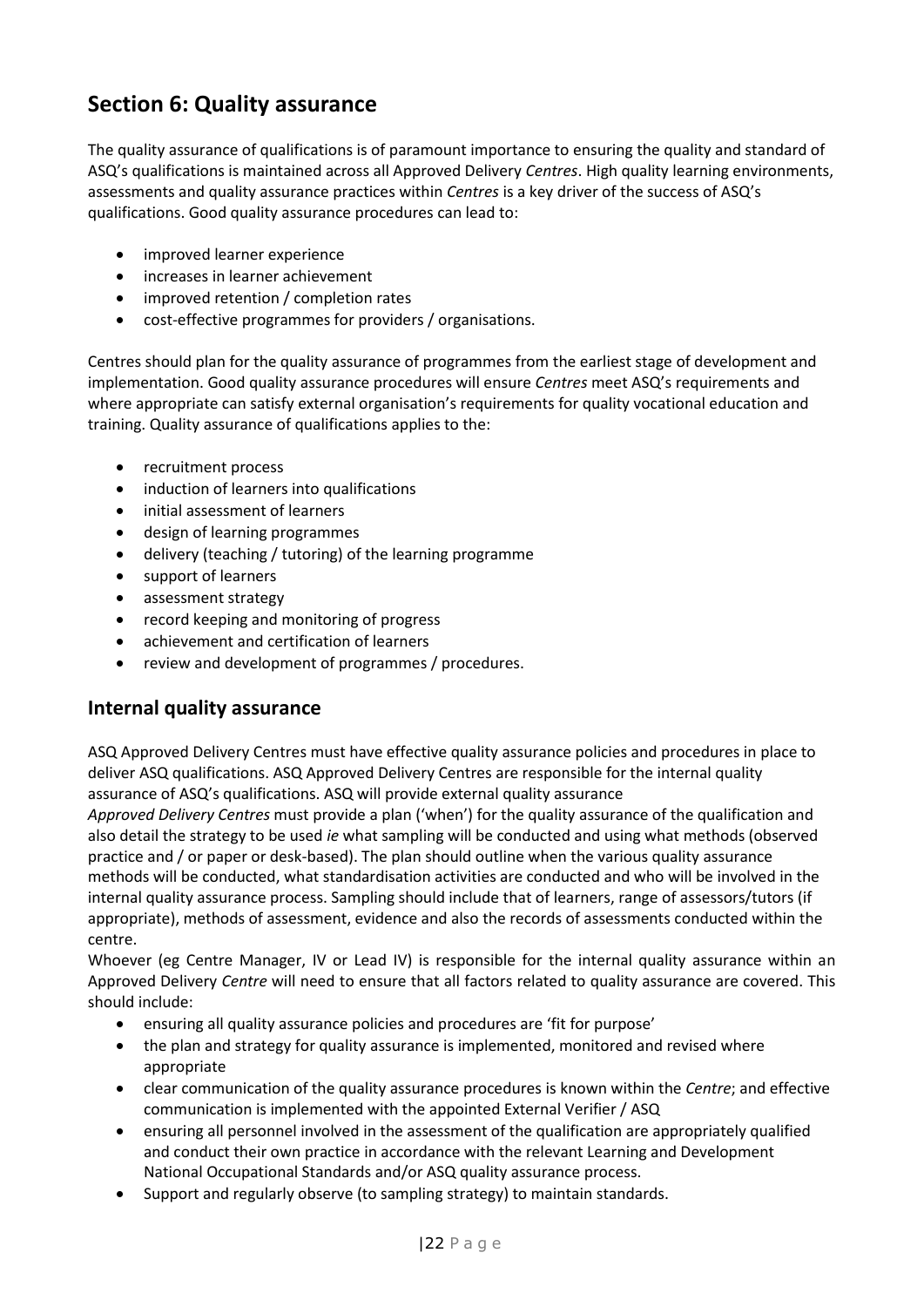## Section 6: Quality assurance

The quality assurance of qualifications is of paramount importance to ensuring the quality and standard of ASQ's qualifications is maintained across all Approved Delivery *Centres*. High quality learning environments, assessments and quality assurance practices within *Centres* is a key driver of the success of ASQ's qualifications. Good quality assurance procedures can lead to:

- improved learner experience
- increases in learner achievement
- improved retention / completion rates
- cost-effective programmes for providers / organisations.

Centres should plan for the quality assurance of programmes from the earliest stage of development and implementation. Good quality assurance procedures will ensure *Centres* meet ASQ's requirements and where appropriate can satisfy external organisation's requirements for quality vocational education and training. Quality assurance of qualifications applies to the:

- recruitment process
- induction of learners into qualifications
- initial assessment of learners
- design of learning programmes
- delivery (teaching / tutoring) of the learning programme
- support of learners
- assessment strategy
- record keeping and monitoring of progress
- achievement and certification of learners
- review and development of programmes / procedures.

### Internal quality assurance

ASQ Approved Delivery Centres must have effective quality assurance policies and procedures in place to deliver ASQ qualifications. ASQ Approved Delivery Centres are responsible for the internal quality assurance of ASQ's qualifications. ASQ will provide external quality assurance

*Approved Delivery Centres* must provide a plan ('when') for the quality assurance of the qualification and also detail the strategy to be used *ie* what sampling will be conducted and using what methods (observed practice and / or paper or desk-based). The plan should outline when the various quality assurance methods will be conducted, what standardisation activities are conducted and who will be involved in the internal quality assurance process. Sampling should include that of learners, range of assessors/tutors (if appropriate), methods of assessment, evidence and also the records of assessments conducted within the centre.

Whoever (eg Centre Manager, IV or Lead IV) is responsible for the internal quality assurance within an Approved Delivery *Centre* will need to ensure that all factors related to quality assurance are covered. This should include:

- ensuring all quality assurance policies and procedures are 'fit for purpose'
- the plan and strategy for quality assurance is implemented, monitored and revised where appropriate
- clear communication of the quality assurance procedures is known within the *Centre*; and effective communication is implemented with the appointed External Verifier / ASQ
- ensuring all personnel involved in the assessment of the qualification are appropriately qualified and conduct their own practice in accordance with the relevant Learning and Development National Occupational Standards and/or ASQ quality assurance process.
- Support and regularly observe (to sampling strategy) to maintain standards.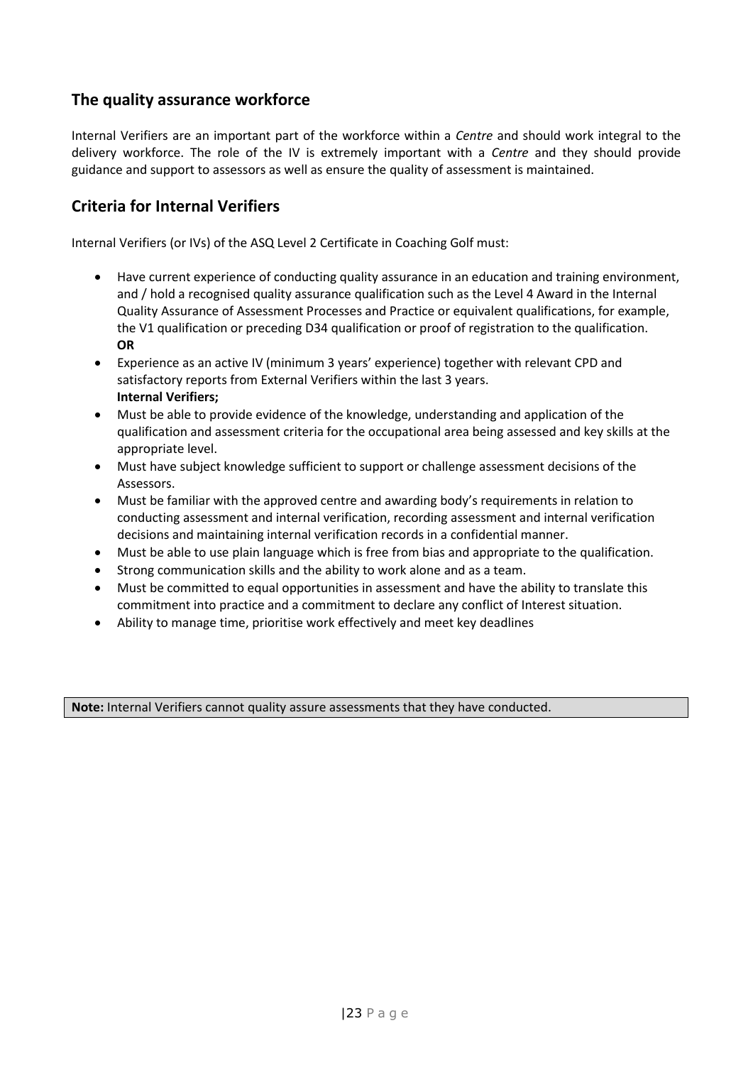## The quality assurance workforce

Internal Verifiers are an important part of the workforce within a *Centre* and should work integral to the delivery workforce. The role of the IV is extremely important with a *Centre* and they should provide guidance and support to assessors as well as ensure the quality of assessment is maintained.

## Criteria for Internal Verifiers

Internal Verifiers (or IVs) of the ASQ Level 2 Certificate in Coaching Golf must:

- Have current experience of conducting quality assurance in an education and training environment, and / hold a recognised quality assurance qualification such as the Level 4 Award in the Internal Quality Assurance of Assessment Processes and Practice or equivalent qualifications, for example, the V1 qualification or preceding D34 qualification or proof of registration to the qualification.
  **OR**
- Experience as an active IV (minimum 3 years' experience) together with relevant CPD and satisfactory reports from External Verifiers within the last 3 years.
  **Internal Verifiers;**
- Must be able to provide evidence of the knowledge, understanding and application of the qualification and assessment criteria for the occupational area being assessed and key skills at the appropriate level.
- Must have subject knowledge sufficient to support or challenge assessment decisions of the Assessors.
- Must be familiar with the approved centre and awarding body's requirements in relation to conducting assessment and internal verification, recording assessment and internal verification decisions and maintaining internal verification records in a confidential manner.
- Must be able to use plain language which is free from bias and appropriate to the qualification.
- Strong communication skills and the ability to work alone and as a team.
- Must be committed to equal opportunities in assessment and have the ability to translate this commitment into practice and a commitment to declare any conflict of Interest situation.
- Ability to manage time, prioritise work effectively and meet key deadlines

**Note:** Internal Verifiers cannot quality assure assessments that they have conducted.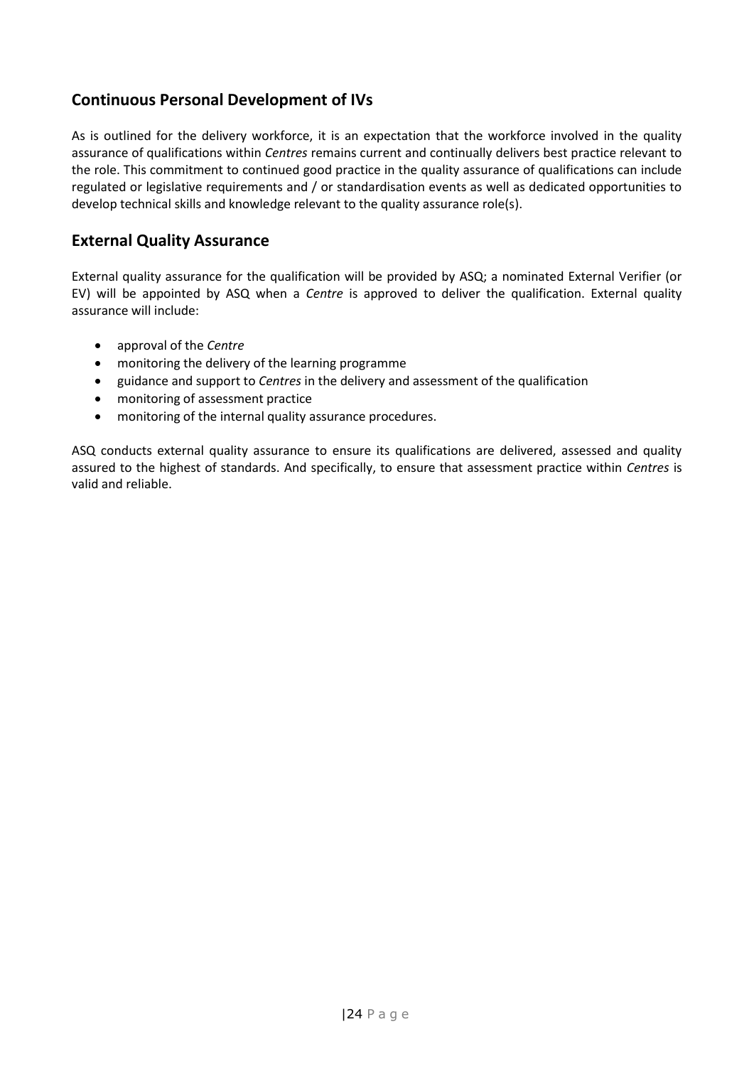## Continuous Personal Development of IVs

As is outlined for the delivery workforce, it is an expectation that the workforce involved in the quality assurance of qualifications within *Centres* remains current and continually delivers best practice relevant to the role. This commitment to continued good practice in the quality assurance of qualifications can include regulated or legislative requirements and / or standardisation events as well as dedicated opportunities to develop technical skills and knowledge relevant to the quality assurance role(s).

## External Quality Assurance

External quality assurance for the qualification will be provided by ASQ; a nominated External Verifier (or EV) will be appointed by ASQ when a *Centre* is approved to deliver the qualification. External quality assurance will include:

- approval of the *Centre*
- monitoring the delivery of the learning programme
- guidance and support to *Centres* in the delivery and assessment of the qualification
- monitoring of assessment practice
- monitoring of the internal quality assurance procedures.

ASQ conducts external quality assurance to ensure its qualifications are delivered, assessed and quality assured to the highest of standards. And specifically, to ensure that assessment practice within *Centres* is valid and reliable.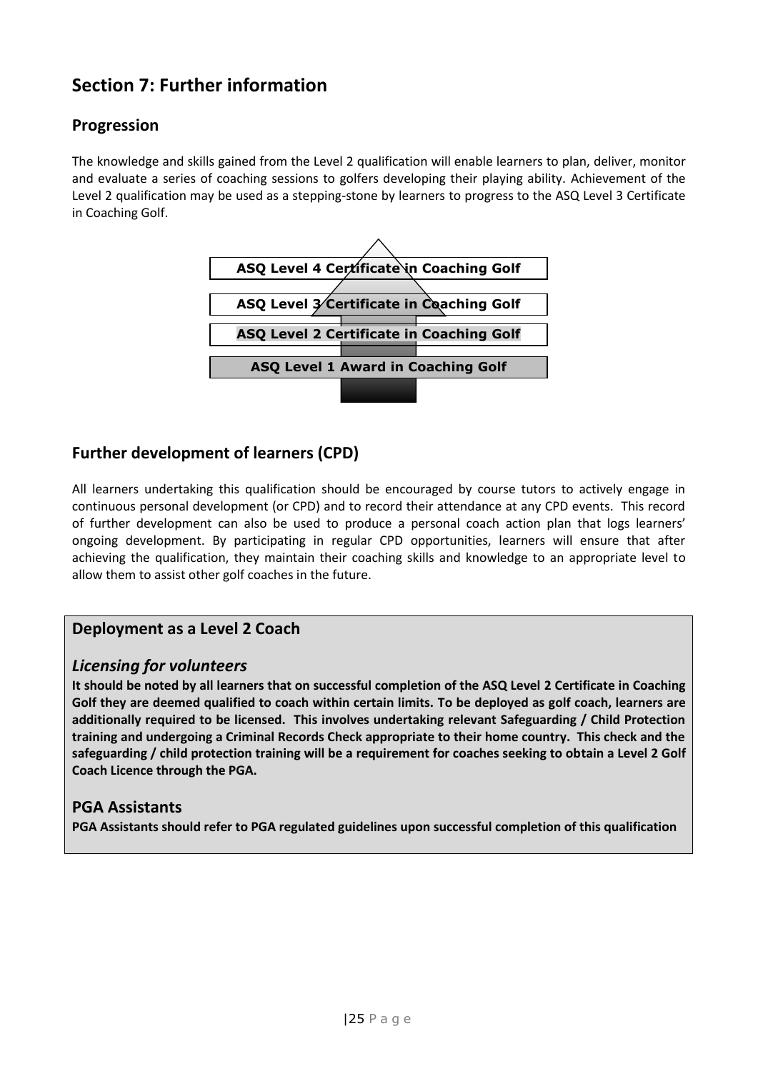## Section 7: Further information

### Progression

The knowledge and skills gained from the Level 2 qualification will enable learners to plan, deliver, monitor and evaluate a series of coaching sessions to golfers developing their playing ability. Achievement of the Level 2 qualification may be used as a stepping-stone by learners to progress to the ASQ Level 3 Certificate in Coaching Golf.

ASQ Level 4 Certificate in Coaching Golf

ASQ Level 3 Certificate in Coaching Golf

ASQ Level 2 Certificate in Coaching Golf

ASQ Level 1 Award in Coaching Golf

### Further development of learners (CPD)

All learners undertaking this qualification should be encouraged by course tutors to actively engage in continuous personal development (or CPD) and to record their attendance at any CPD events. This record of further development can also be used to produce a personal coach action plan that logs learners' ongoing development. By participating in regular CPD opportunities, learners will ensure that after achieving the qualification, they maintain their coaching skills and knowledge to an appropriate level to allow them to assist other golf coaches in the future.

### Deployment as a Level 2 Coach

#### *Licensing for volunteers*

**It should be noted by all learners that on successful completion of the ASQ Level 2 Certificate in Coaching Golf they are deemed qualified to coach within certain limits. To be deployed as golf coach, learners are additionally required to be licensed. This involves undertaking relevant Safeguarding / Child Protection training and undergoing a Criminal Records Check appropriate to their home country. This check and the safeguarding / child protection training will be a requirement for coaches seeking to obtain a Level 2 Golf Coach Licence through the PGA.**

#### PGA Assistants

**PGA Assistants should refer to PGA regulated guidelines upon successful completion of this qualification**